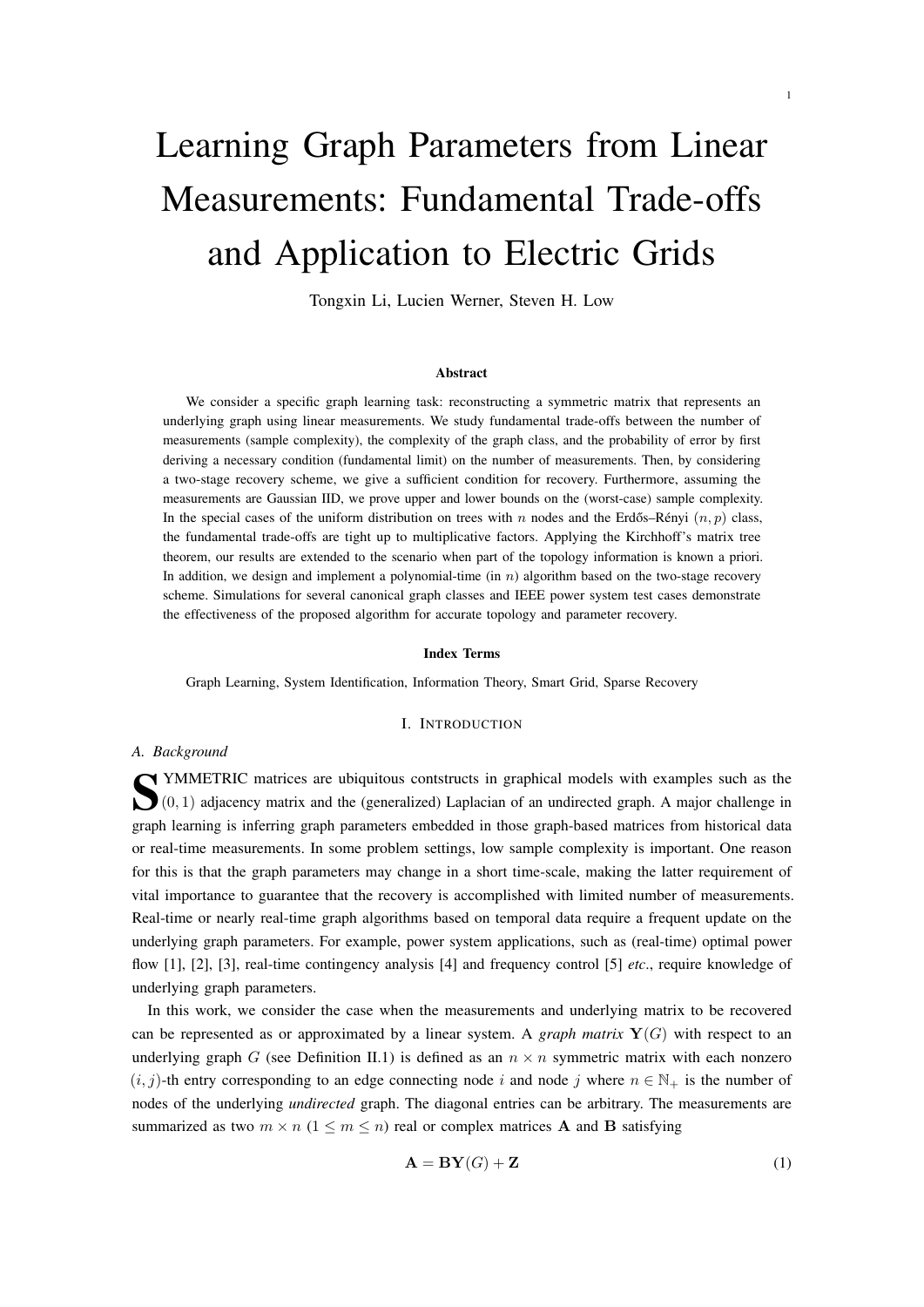# Learning Graph Parameters from Linear Measurements: Fundamental Trade-offs and Application to Electric Grids

Tongxin Li, Lucien Werner, Steven H. Low

### Abstract

We consider a specific graph learning task: reconstructing a symmetric matrix that represents an underlying graph using linear measurements. We study fundamental trade-offs between the number of measurements (sample complexity), the complexity of the graph class, and the probability of error by first deriving a necessary condition (fundamental limit) on the number of measurements. Then, by considering a two-stage recovery scheme, we give a sufficient condition for recovery. Furthermore, assuming the measurements are Gaussian IID, we prove upper and lower bounds on the (worst-case) sample complexity. In the special cases of the uniform distribution on trees with $n$ nodes and the Erdős–Rényi $(n, p)$ class, the fundamental trade-offs are tight up to multiplicative factors. Applying the Kirchhoff's matrix tree theorem, our results are extended to the scenario when part of the topology information is known a priori. In addition, we design and implement a polynomial-time (in $n$) algorithm based on the two-stage recovery scheme. Simulations for several canonical graph classes and IEEE power system test cases demonstrate the effectiveness of the proposed algorithm for accurate topology and parameter recovery.

### Index Terms

Graph Learning, System Identification, Information Theory, Smart Grid, Sparse Recovery

## I. Introduction

### A. Background

SYMMETRIC matrices are ubiquitous contstructs in graphical models with examples such as the $(0, 1)$ adjacency matrix and the (generalized) Laplacian of an undirected graph. A major challenge in graph learning is inferring graph parameters embedded in those graph-based matrices from historical data or real-time measurements. In some problem settings, low sample complexity is important. One reason for this is that the graph parameters may change in a short time-scale, making the latter requirement of vital importance to guarantee that the recovery is accomplished with limited number of measurements. Real-time or nearly real-time graph algorithms based on temporal data require a frequent update on the underlying graph parameters. For example, power system applications, such as (real-time) optimal power flow [1], [2], [3], real-time contingency analysis [4] and frequency control [5] *etc*., require knowledge of underlying graph parameters.

In this work, we consider the case when the measurements and underlying matrix to be recovered can be represented as or approximated by a linear system. A *graph matrix* $\mathbf{Y}(G)$ with respect to an underlying graph $G$ (see Definition II.1) is defined as an $n \times n$ symmetric matrix with each nonzero $(i, j)$-th entry corresponding to an edge connecting node $i$ and node $j$ where $n \in \mathbb{N}_+$ is the number of nodes of the underlying *undirected* graph. The diagonal entries can be arbitrary. The measurements are summarized as two $m \times n$ $(1 \leq m \leq n)$ real or complex matrices $\mathbf{A}$ and $\mathbf{B}$ satisfying

$$\mathbf{A} = \mathbf{B}\mathbf{Y}(G) + \mathbf{Z} \tag{1}$$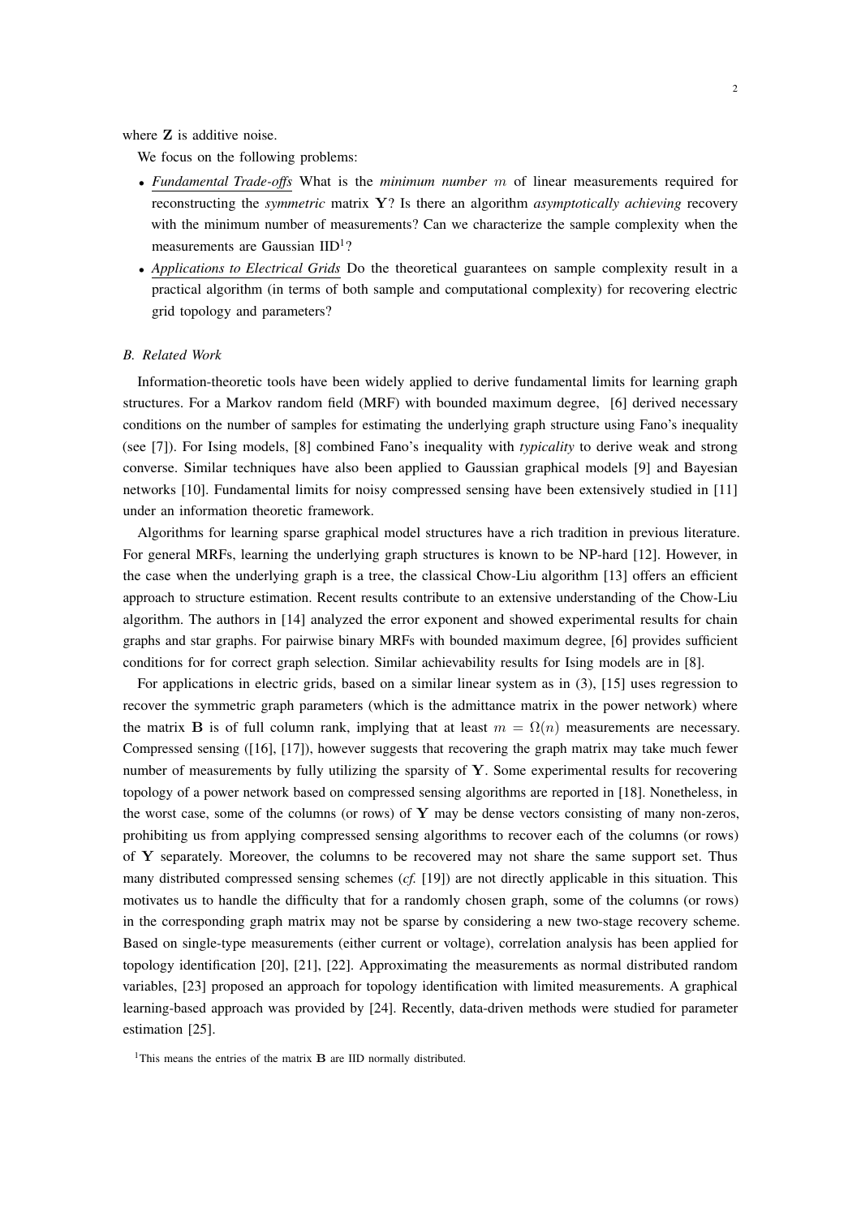where $\mathbf{Z}$ is additive noise.

We focus on the following problems:

- *Fundamental Trade-offs* What is the *minimum number* $m$ of linear measurements required for reconstructing the *symmetric* matrix $\mathbf{Y}$? Is there an algorithm *asymptotically achieving* recovery with the minimum number of measurements? Can we characterize the sample complexity when the measurements are Gaussian IID[1]?
- *Applications to Electrical Grids* Do the theoretical guarantees on sample complexity result in a practical algorithm (in terms of both sample and computational complexity) for recovering electric grid topology and parameters?

### B. Related Work

Information-theoretic tools have been widely applied to derive fundamental limits for learning graph structures. For a Markov random field (MRF) with bounded maximum degree, [6] derived necessary conditions on the number of samples for estimating the underlying graph structure using Fano's inequality (see [7]). For Ising models, [8] combined Fano's inequality with *typicality* to derive weak and strong converse. Similar techniques have also been applied to Gaussian graphical models [9] and Bayesian networks [10]. Fundamental limits for noisy compressed sensing have been extensively studied in [11] under an information theoretic framework.

Algorithms for learning sparse graphical model structures have a rich tradition in previous literature. For general MRFs, learning the underlying graph structures is known to be NP-hard [12]. However, in the case when the underlying graph is a tree, the classical Chow-Liu algorithm [13] offers an efficient approach to structure estimation. Recent results contribute to an extensive understanding of the Chow-Liu algorithm. The authors in [14] analyzed the error exponent and showed experimental results for chain graphs and star graphs. For pairwise binary MRFs with bounded maximum degree, [6] provides sufficient conditions for for correct graph selection. Similar achievability results for Ising models are in [8].

For applications in electric grids, based on a similar linear system as in (3), [15] uses regression to recover the symmetric graph parameters (which is the admittance matrix in the power network) where the matrix $\mathbf{B}$ is of full column rank, implying that at least $m = \Omega(n)$ measurements are necessary. Compressed sensing ([16], [17]), however suggests that recovering the graph matrix may take much fewer number of measurements by fully utilizing the sparsity of $\mathbf{Y}$. Some experimental results for recovering topology of a power network based on compressed sensing algorithms are reported in [18]. Nonetheless, in the worst case, some of the columns (or rows) of $\mathbf{Y}$ may be dense vectors consisting of many non-zeros, prohibiting us from applying compressed sensing algorithms to recover each of the columns (or rows) of $\mathbf{Y}$ separately. Moreover, the columns to be recovered may not share the same support set. Thus many distributed compressed sensing schemes (*cf.* [19]) are not directly applicable in this situation. This motivates us to handle the difficulty that for a randomly chosen graph, some of the columns (or rows) in the corresponding graph matrix may not be sparse by considering a new two-stage recovery scheme. Based on single-type measurements (either current or voltage), correlation analysis has been applied for topology identification [20], [21], [22]. Approximating the measurements as normal distributed random variables, [23] proposed an approach for topology identification with limited measurements. A graphical learning-based approach was provided by [24]. Recently, data-driven methods were studied for parameter estimation [25].

[1]This means the entries of the matrix $\mathbf{B}$ are IID normally distributed.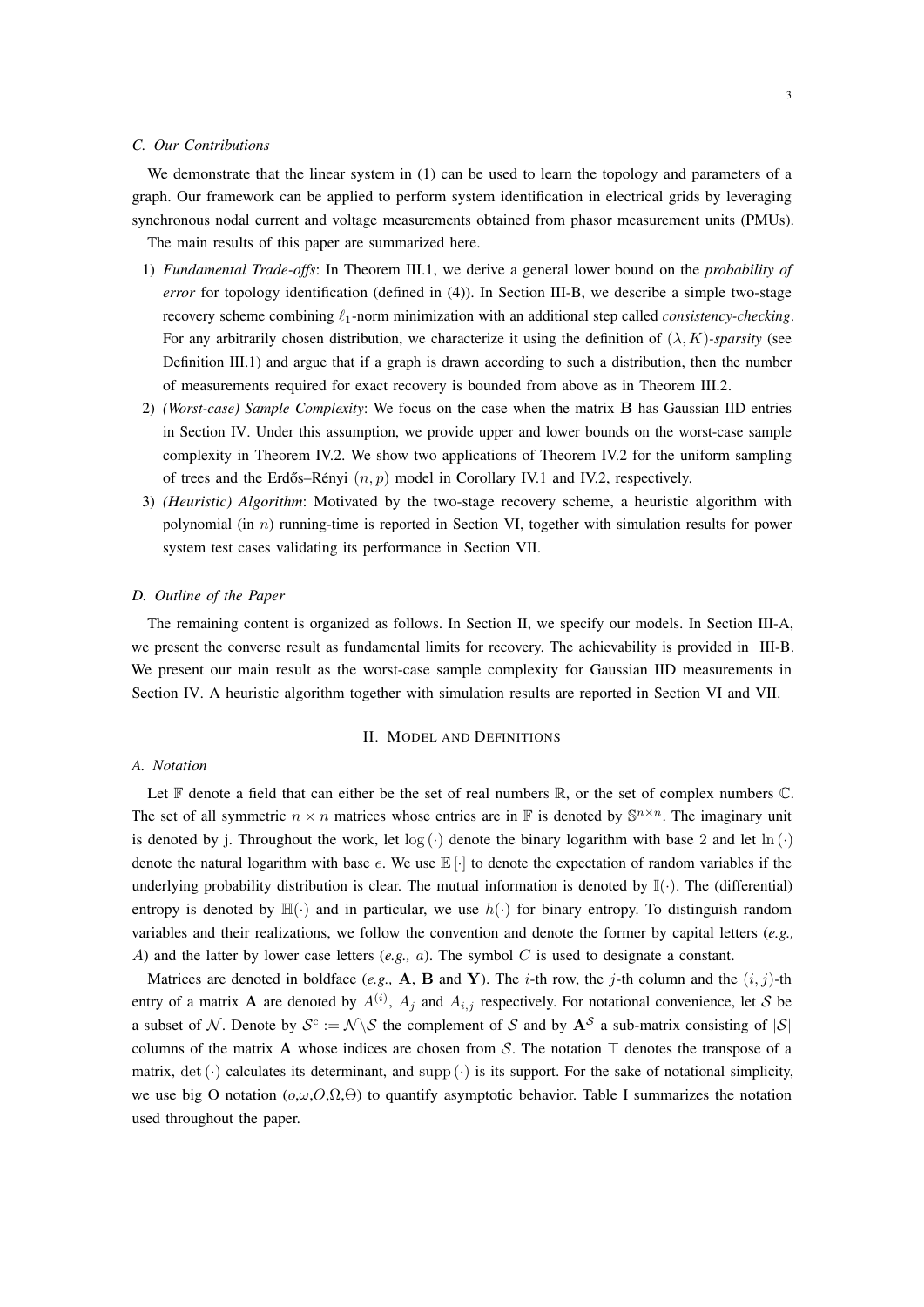### C. Our Contributions

We demonstrate that the linear system in (1) can be used to learn the topology and parameters of a graph. Our framework can be applied to perform system identification in electrical grids by leveraging synchronous nodal current and voltage measurements obtained from phasor measurement units (PMUs).

The main results of this paper are summarized here.

1) *Fundamental Trade-offs*: In Theorem III.1, we derive a general lower bound on the *probability of error* for topology identification (defined in (4)). In Section III-B, we describe a simple two-stage recovery scheme combining $\ell_1$-norm minimization with an additional step called *consistency-checking*. For any arbitrarily chosen distribution, we characterize it using the definition of $(\lambda, K)$-*sparsity* (see Definition III.1) and argue that if a graph is drawn according to such a distribution, then the number of measurements required for exact recovery is bounded from above as in Theorem III.2.
2) *(Worst-case) Sample Complexity*: We focus on the case when the matrix $\mathbf{B}$ has Gaussian IID entries in Section IV. Under this assumption, we provide upper and lower bounds on the worst-case sample complexity in Theorem IV.2. We show two applications of Theorem IV.2 for the uniform sampling of trees and the Erdős–Rényi $(n, p)$ model in Corollary IV.1 and IV.2, respectively.
3) *(Heuristic) Algorithm*: Motivated by the two-stage recovery scheme, a heuristic algorithm with polynomial (in $n$) running-time is reported in Section VI, together with simulation results for power system test cases validating its performance in Section VII.

### D. Outline of the Paper

The remaining content is organized as follows. In Section II, we specify our models. In Section III-A, we present the converse result as fundamental limits for recovery. The achievability is provided in III-B. We present our main result as the worst-case sample complexity for Gaussian IID measurements in Section IV. A heuristic algorithm together with simulation results are reported in Section VI and VII.

## II. Model and Definitions

### A. Notation

Let $\mathbb{F}$ denote a field that can either be the set of real numbers $\mathbb{R}$, or the set of complex numbers $\mathbb{C}$. The set of all symmetric $n \times n$ matrices whose entries are in $\mathbb{F}$ is denoted by $\mathbb{S}^{n \times n}$. The imaginary unit is denoted by j. Throughout the work, let $\log(\cdot)$ denote the binary logarithm with base 2 and let $\ln(\cdot)$ denote the natural logarithm with base $e$. We use $\mathbb{E}[\cdot]$ to denote the expectation of random variables if the underlying probability distribution is clear. The mutual information is denoted by $\mathbb{I}(\cdot)$. The (differential) entropy is denoted by $\mathbb{H}(\cdot)$ and in particular, we use $h(\cdot)$ for binary entropy. To distinguish random variables and their realizations, we follow the convention and denote the former by capital letters (*e.g.,* $A$) and the latter by lower case letters (*e.g.,* $a$). The symbol $C$ is used to designate a constant.

Matrices are denoted in boldface (*e.g.,* $\mathbf{A}$, $\mathbf{B}$ and $\mathbf{Y}$). The $i$-th row, the $j$-th column and the $(i, j)$-th entry of a matrix $\mathbf{A}$ are denoted by $A^{(i)}$, $A_j$ and $A_{i,j}$ respectively. For notational convenience, let $\mathcal{S}$ be a subset of $\mathcal{N}$. Denote by $\mathcal{S}^c := \mathcal{N} \backslash \mathcal{S}$ the complement of $\mathcal{S}$ and by $\mathbf{A}^{\mathcal{S}}$ a sub-matrix consisting of $|\mathcal{S}|$ columns of the matrix $\mathbf{A}$ whose indices are chosen from $\mathcal{S}$. The notation $\top$ denotes the transpose of a matrix, $\det(\cdot)$ calculates its determinant, and $\operatorname{supp}(\cdot)$ is its support. For the sake of notational simplicity, we use big O notation ($o$,$\omega$,$O$,$\Omega$,$\Theta$) to quantify asymptotic behavior. Table I summarizes the notation used throughout the paper.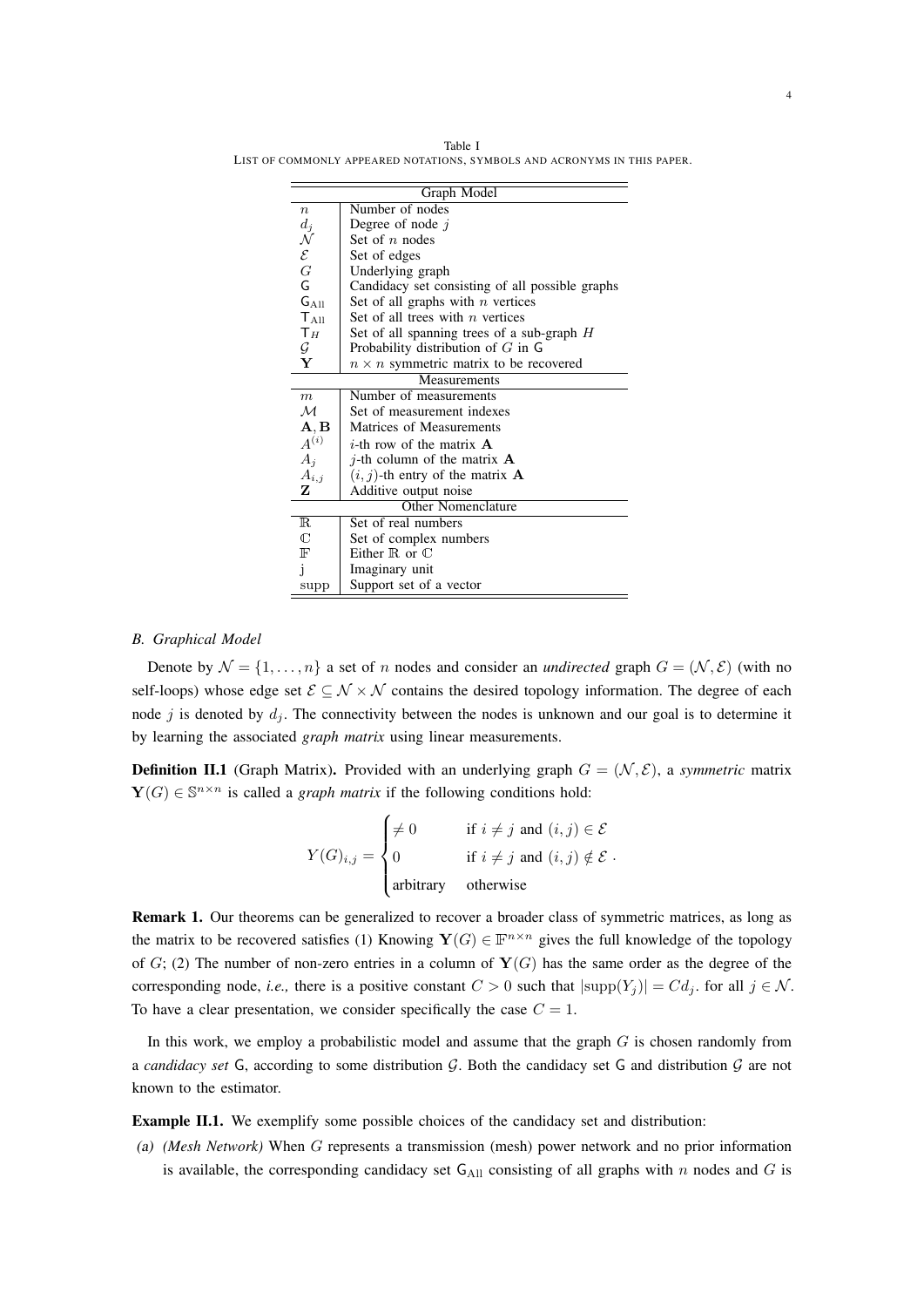Table I
LIST OF COMMONLY APPEARED NOTATIONS, SYMBOLS AND ACRONYMS IN THIS PAPER.

| Graph Model | |
|---|---|
| $n$ | Number of nodes |
| $d_j$ | Degree of node $j$ |
| $\mathcal{N}$ | Set of $n$ nodes |
| $\mathcal{E}$ | Set of edges |
| $G$ | Underlying graph |
| $\mathsf{G}$ | Candidacy set consisting of all possible graphs |
| $\mathsf{G}_{\text{All}}$ | Set of all graphs with $n$ vertices |
| $\mathsf{T}_{\text{All}}$ | Set of all trees with $n$ vertices |
| $\mathsf{T}_H$ | Set of all spanning trees of a sub-graph $H$ |
| $\mathcal{G}$ | Probability distribution of $G$ in $\mathsf{G}$ |
| $\mathbf{Y}$ | $n \times n$ symmetric matrix to be recovered |
| **Measurements** | |
| $m$ | Number of measurements |
| $\mathcal{M}$ | Set of measurement indexes |
| $\mathbf{A}, \mathbf{B}$ | Matrices of Measurements |
| $A^{(i)}$ | $i$-th row of the matrix $\mathbf{A}$ |
| $A_j$ | $j$-th column of the matrix $\mathbf{A}$ |
| $A_{i,j}$ | $(i,j)$-th entry of the matrix $\mathbf{A}$ |
| $\mathbf{Z}$ | Additive output noise |
| **Other Nomenclature** | |
| $\mathbb{R}$ | Set of real numbers |
| $\mathbb{C}$ | Set of complex numbers |
| $\mathbb{F}$ | Either $\mathbb{R}$ or $\mathbb{C}$ |
| j | Imaginary unit |
| supp | Support set of a vector |

### B. Graphical Model

Denote by $\mathcal{N} = \{1, \ldots, n\}$ a set of $n$ nodes and consider an *undirected* graph $G = (\mathcal{N}, \mathcal{E})$ (with no self-loops) whose edge set $\mathcal{E} \subseteq \mathcal{N} \times \mathcal{N}$ contains the desired topology information. The degree of each node $j$ is denoted by $d_j$. The connectivity between the nodes is unknown and our goal is to determine it by learning the associated *graph matrix* using linear measurements.

**Definition II.1** (Graph Matrix)**.** Provided with an underlying graph $G = (\mathcal{N}, \mathcal{E})$, a *symmetric* matrix $\mathbf{Y}(G) \in \mathbb{S}^{n \times n}$ is called a *graph matrix* if the following conditions hold:

$$
Y(G)_{i,j} = \begin{cases} \neq 0 & \text{if } i \neq j \text{ and } (i,j) \in \mathcal{E} \\ 0 & \text{if } i \neq j \text{ and } (i,j) \notin \mathcal{E} \\ \text{arbitrary} & \text{otherwise} \end{cases} .
$$

**Remark 1.** Our theorems can be generalized to recover a broader class of symmetric matrices, as long as the matrix to be recovered satisfies (1) Knowing $\mathbf{Y}(G) \in \mathbb{F}^{n \times n}$ gives the full knowledge of the topology of $G$; (2) The number of non-zero entries in a column of $\mathbf{Y}(G)$ has the same order as the degree of the corresponding node, *i.e.,* there is a positive constant $C > 0$ such that $|\text{supp}(Y_j)| = C d_j$. for all $j \in \mathcal{N}$. To have a clear presentation, we consider specifically the case $C = 1$.

In this work, we employ a probabilistic model and assume that the graph $G$ is chosen randomly from a *candidacy set* $\mathsf{G}$, according to some distribution $\mathcal{G}$. Both the candidacy set $\mathsf{G}$ and distribution $\mathcal{G}$ are not known to the estimator.

**Example II.1.** We exemplify some possible choices of the candidacy set and distribution:

*(a) (Mesh Network)* When $G$ represents a transmission (mesh) power network and no prior information is available, the corresponding candidacy set $\mathsf{G}_{\text{All}}$ consisting of all graphs with $n$ nodes and $G$ is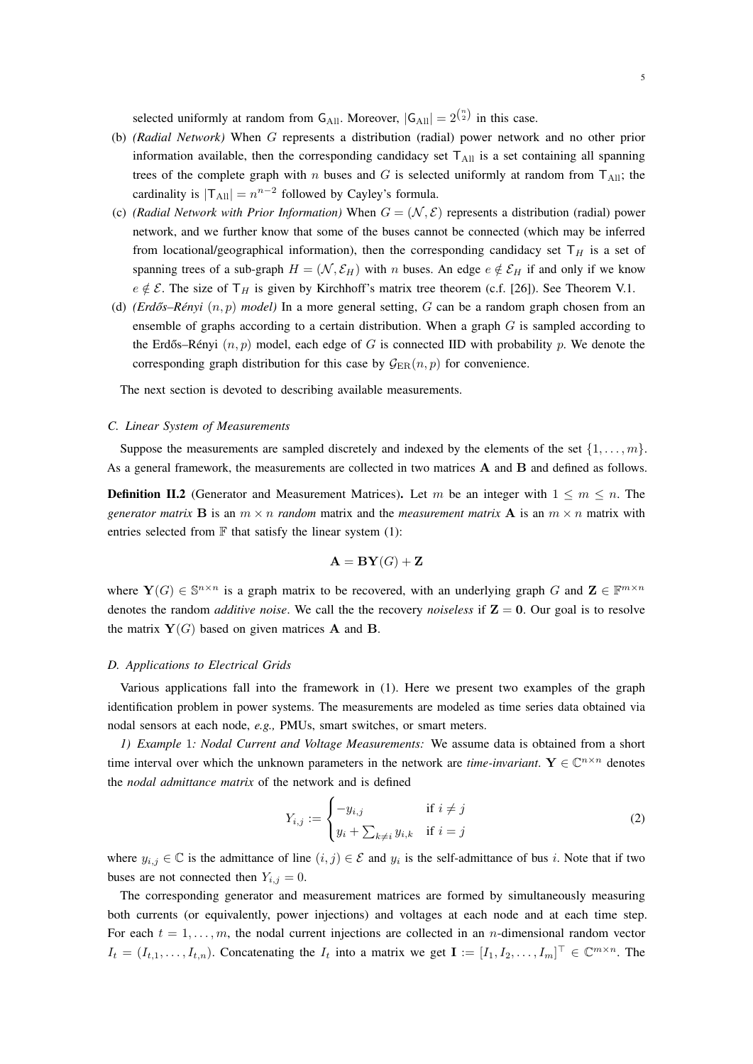selected uniformly at random from $\mathsf{G}_{\text{All}}$. Moreover, $|\mathsf{G}_{\text{All}}| = 2^{\binom{n}{2}}$ in this case.

(b) *(Radial Network)* When $G$ represents a distribution (radial) power network and no other prior information available, then the corresponding candidacy set $\mathsf{T}_{\text{All}}$ is a set containing all spanning trees of the complete graph with $n$ buses and $G$ is selected uniformly at random from $\mathsf{T}_{\text{All}}$; the cardinality is $|\mathsf{T}_{\text{All}}| = n^{n-2}$ followed by Cayley's formula.

(c) *(Radial Network with Prior Information)* When $G = (\mathcal{N}, \mathcal{E})$ represents a distribution (radial) power network, and we further know that some of the buses cannot be connected (which may be inferred from locational/geographical information), then the corresponding candidacy set $\mathsf{T}_H$ is a set of spanning trees of a sub-graph $H = (\mathcal{N}, \mathcal{E}_H)$ with $n$ buses. An edge $e \notin \mathcal{E}_H$ if and only if we know $e \notin \mathcal{E}$. The size of $\mathsf{T}_H$ is given by Kirchhoff's matrix tree theorem (c.f. [26]). See Theorem V.1.

(d) *(Erdős–Rényi $(n, p)$ model)* In a more general setting, $G$ can be a random graph chosen from an ensemble of graphs according to a certain distribution. When a graph $G$ is sampled according to the Erdős–Rényi $(n, p)$ model, each edge of $G$ is connected IID with probability $p$. We denote the corresponding graph distribution for this case by $\mathcal{G}_{\text{ER}}(n, p)$ for convenience.

The next section is devoted to describing available measurements.

### C. Linear System of Measurements

Suppose the measurements are sampled discretely and indexed by the elements of the set $\{1, \ldots, m\}$. As a general framework, the measurements are collected in two matrices $\mathbf{A}$ and $\mathbf{B}$ and defined as follows.

**Definition II.2** (Generator and Measurement Matrices)**.** Let $m$ be an integer with $1 \leq m \leq n$. The *generator matrix* $\mathbf{B}$ is an $m \times n$ *random* matrix and the *measurement matrix* $\mathbf{A}$ is an $m \times n$ matrix with entries selected from $\mathbb{F}$ that satisfy the linear system (1):

$$\mathbf{A} = \mathbf{B}\mathbf{Y}(G) + \mathbf{Z}$$

where $\mathbf{Y}(G) \in \mathbb{S}^{n \times n}$ is a graph matrix to be recovered, with an underlying graph $G$ and $\mathbf{Z} \in \mathbb{F}^{m \times n}$ denotes the random *additive noise*. We call the the recovery *noiseless* if $\mathbf{Z} = \mathbf{0}$. Our goal is to resolve the matrix $\mathbf{Y}(G)$ based on given matrices $\mathbf{A}$ and $\mathbf{B}$.

### D. Applications to Electrical Grids

Various applications fall into the framework in (1). Here we present two examples of the graph identification problem in power systems. The measurements are modeled as time series data obtained via nodal sensors at each node, *e.g.,* PMUs, smart switches, or smart meters.

*1) Example 1: Nodal Current and Voltage Measurements:* We assume data is obtained from a short time interval over which the unknown parameters in the network are *time-invariant*. $\mathbf{Y} \in \mathbb{C}^{n \times n}$ denotes the *nodal admittance matrix* of the network and is defined

$$Y_{i,j} := \begin{cases} -y_{i,j} & \text{if } i \neq j \\ y_i + \sum_{k \neq i} y_{i,k} & \text{if } i = j \end{cases} \tag{2}$$

where $y_{i,j} \in \mathbb{C}$ is the admittance of line $(i, j) \in \mathcal{E}$ and $y_i$ is the self-admittance of bus $i$. Note that if two buses are not connected then $Y_{i,j} = 0$.

The corresponding generator and measurement matrices are formed by simultaneously measuring both currents (or equivalently, power injections) and voltages at each node and at each time step. For each $t = 1, \ldots, m$, the nodal current injections are collected in an $n$-dimensional random vector $I_t = (I_{t,1}, \ldots, I_{t,n})$. Concatenating the $I_t$ into a matrix we get $\mathbf{I} := [I_1, I_2, \ldots, I_m]^\top \in \mathbb{C}^{m \times n}$. The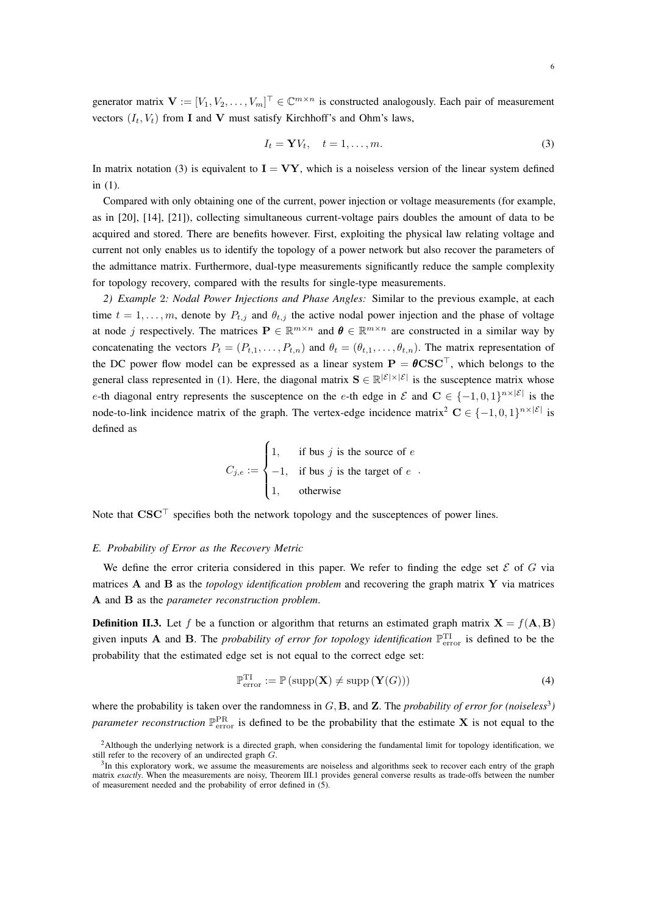generator matrix $\mathbf{V} := [V_1, V_2, \ldots, V_m]^\top \in \mathbb{C}^{m \times n}$ is constructed analogously. Each pair of measurement vectors $(I_t, V_t)$ from $\mathbf{I}$ and $\mathbf{V}$ must satisfy Kirchhoff's and Ohm's laws,

$$I_t = \mathbf{Y} V_t, \quad t = 1, \ldots, m. \tag{3}$$

In matrix notation (3) is equivalent to $\mathbf{I} = \mathbf{V}\mathbf{Y}$, which is a noiseless version of the linear system defined in (1).

Compared with only obtaining one of the current, power injection or voltage measurements (for example, as in [20], [14], [21]), collecting simultaneous current-voltage pairs doubles the amount of data to be acquired and stored. There are benefits however. First, exploiting the physical law relating voltage and current not only enables us to identify the topology of a power network but also recover the parameters of the admittance matrix. Furthermore, dual-type measurements significantly reduce the sample complexity for topology recovery, compared with the results for single-type measurements.

*2) Example 2: Nodal Power Injections and Phase Angles:* Similar to the previous example, at each time $t = 1, \ldots, m$, denote by $P_{t,j}$ and $\theta_{t,j}$ the active nodal power injection and the phase of voltage at node $j$ respectively. The matrices $\mathbf{P} \in \mathbb{R}^{m \times n}$ and $\boldsymbol{\theta} \in \mathbb{R}^{m \times n}$ are constructed in a similar way by concatenating the vectors $P_t = (P_{t,1}, \ldots, P_{t,n})$ and $\theta_t = (\theta_{t,1}, \ldots, \theta_{t,n})$. The matrix representation of the DC power flow model can be expressed as a linear system $\mathbf{P} = \boldsymbol{\theta}\mathbf{C}\mathbf{S}\mathbf{C}^\top$, which belongs to the general class represented in (1). Here, the diagonal matrix $\mathbf{S} \in \mathbb{R}^{|\mathcal{E}| \times |\mathcal{E}|}$ is the susceptence matrix whose $e$-th diagonal entry represents the susceptence on the $e$-th edge in $\mathcal{E}$ and $\mathbf{C} \in \{-1, 0, 1\}^{n \times |\mathcal{E}|}$ is the node-to-link incidence matrix of the graph. The vertex-edge incidence matrix[2] $\mathbf{C} \in \{-1, 0, 1\}^{n \times |\mathcal{E}|}$ is defined as

$$C_{j,e} := \begin{cases} 1, & \text{if bus } j \text{ is the source of } e \\ -1, & \text{if bus } j \text{ is the target of } e \\ 1, & \text{otherwise} \end{cases}.$$

Note that $\mathbf{C}\mathbf{S}\mathbf{C}^\top$ specifies both the network topology and the susceptences of power lines.

### E. Probability of Error as the Recovery Metric

We define the error criteria considered in this paper. We refer to finding the edge set $\mathcal{E}$ of $G$ via matrices $\mathbf{A}$ and $\mathbf{B}$ as the *topology identification problem* and recovering the graph matrix $\mathbf{Y}$ via matrices $\mathbf{A}$ and $\mathbf{B}$ as the *parameter reconstruction problem*.

**Definition II.3.** Let $f$ be a function or algorithm that returns an estimated graph matrix $\mathbf{X} = f(\mathbf{A}, \mathbf{B})$ given inputs $\mathbf{A}$ and $\mathbf{B}$. The *probability of error for topology identification* $\mathbb{P}_{\text{error}}^{\text{TI}}$ is defined to be the probability that the estimated edge set is not equal to the correct edge set:

$$\mathbb{P}_{\text{error}}^{\text{TI}} := \mathbb{P}\left(\operatorname{supp}(\mathbf{X}) \neq \operatorname{supp}\left(\mathbf{Y}(G)\right)\right) \tag{4}$$

where the probability is taken over the randomness in $G, \mathbf{B}$, and $\mathbf{Z}$. The *probability of error for (noiseless[3]) parameter reconstruction* $\mathbb{P}_{\text{error}}^{\text{PR}}$ is defined to be the probability that the estimate $\mathbf{X}$ is not equal to the

[2] Although the underlying network is a directed graph, when considering the fundamental limit for topology identification, we still refer to the recovery of an undirected graph $G$.

[3] In this exploratory work, we assume the measurements are noiseless and algorithms seek to recover each entry of the graph matrix *exactly*. When the measurements are noisy, Theorem III.1 provides general converse results as trade-offs between the number of measurement needed and the probability of error defined in (5).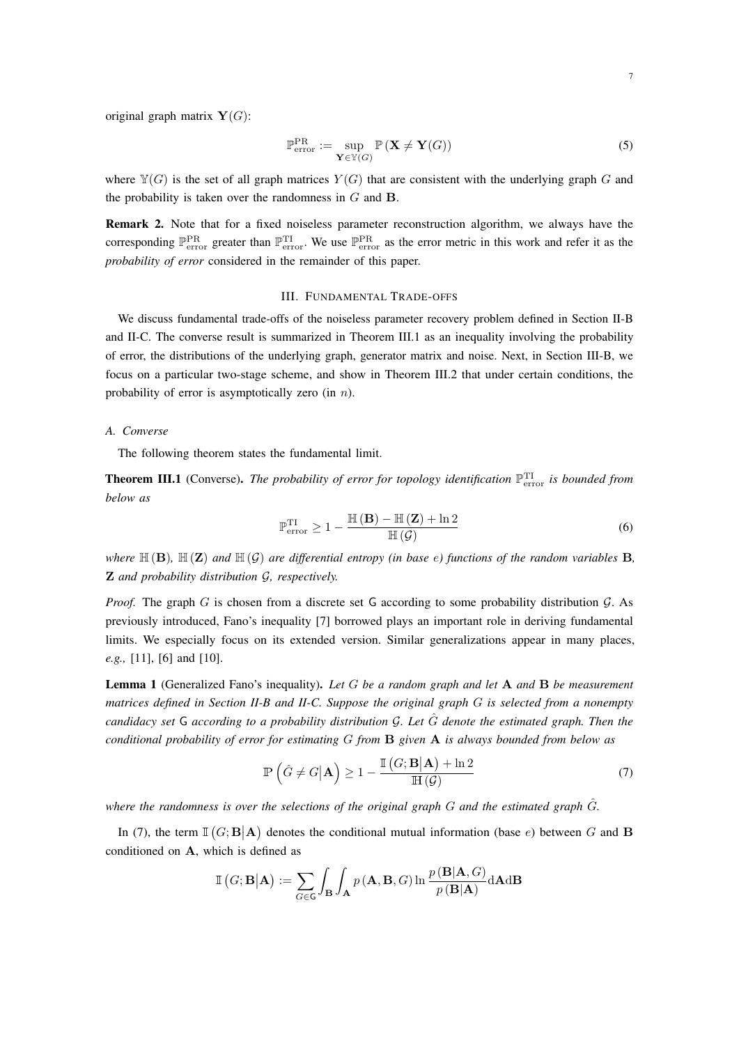original graph matrix $\mathbf{Y}(G)$:

$$\mathbb{P}_{\text{error}}^{\text{PR}} := \sup_{\mathbf{Y}\in\mathbb{Y}(G)} \mathbb{P}\left(\mathbf{X} \neq \mathbf{Y}(G)\right) \tag{5}$$

where $\mathbb{Y}(G)$ is the set of all graph matrices $Y(G)$ that are consistent with the underlying graph $G$ and the probability is taken over the randomness in $G$ and $\mathbf{B}$.

**Remark 2.** Note that for a fixed noiseless parameter reconstruction algorithm, we always have the corresponding $\mathbb{P}_{\text{error}}^{\text{PR}}$ greater than $\mathbb{P}_{\text{error}}^{\text{TI}}$. We use $\mathbb{P}_{\text{error}}^{\text{PR}}$ as the error metric in this work and refer it as the *probability of error* considered in the remainder of this paper.

## III. Fundamental Trade-offs

We discuss fundamental trade-offs of the noiseless parameter recovery problem defined in Section II-B and II-C. The converse result is summarized in Theorem III.1 as an inequality involving the probability of error, the distributions of the underlying graph, generator matrix and noise. Next, in Section III-B, we focus on a particular two-stage scheme, and show in Theorem III.2 that under certain conditions, the probability of error is asymptotically zero (in $n$).

### A. Converse

The following theorem states the fundamental limit.

**Theorem III.1** (Converse)**.** *The probability of error for topology identification $\mathbb{P}_{\text{error}}^{\text{TI}}$ is bounded from below as*

$$\mathbb{P}_{\text{error}}^{\text{TI}} \geq 1 - \frac{\mathbb{H}\left(\mathbf{B}\right) - \mathbb{H}\left(\mathbf{Z}\right) + \ln 2}{\mathbb{H}\left(\mathcal{G}\right)} \tag{6}$$

*where $\mathbb{H}(\mathbf{B})$, $\mathbb{H}(\mathbf{Z})$ and $\mathbb{H}(\mathcal{G})$ are differential entropy (in base $e$) functions of the random variables $\mathbf{B}$, $\mathbf{Z}$ and probability distribution $\mathcal{G}$, respectively.*

*Proof.* The graph $G$ is chosen from a discrete set $\mathsf{G}$ according to some probability distribution $\mathcal{G}$. As previously introduced, Fano's inequality [7] borrowed plays an important role in deriving fundamental limits. We especially focus on its extended version. Similar generalizations appear in many places, *e.g.,* [11], [6] and [10].

**Lemma 1** (Generalized Fano's inequality)**.** *Let $G$ be a random graph and let $\mathbf{A}$ and $\mathbf{B}$ be measurement matrices defined in Section II-B and II-C. Suppose the original graph $G$ is selected from a nonempty candidacy set $\mathsf{G}$ according to a probability distribution $\mathcal{G}$. Let $\hat{G}$ denote the estimated graph. Then the conditional probability of error for estimating $G$ from $\mathbf{B}$ given $\mathbf{A}$ is always bounded from below as*

$$\mathbb{P}\left(\hat{G} \neq G \middle| \mathbf{A}\right) \geq 1 - \frac{\mathbb{I}\left(G;\mathbf{B}\middle|\mathbf{A}\right) + \ln 2}{\mathbb{H}\left(\mathcal{G}\right)} \tag{7}$$

*where the randomness is over the selections of the original graph $G$ and the estimated graph $\hat{G}$.*

In (7), the term $\mathbb{I}\left(G;\mathbf{B}\middle|\mathbf{A}\right)$ denotes the conditional mutual information (base $e$) between $G$ and $\mathbf{B}$ conditioned on $\mathbf{A}$, which is defined as

$$\mathbb{I}\left(G;\mathbf{B}\middle|\mathbf{A}\right) := \sum_{G\in\mathsf{G}} \int_{\mathbf{B}}\int_{\mathbf{A}} p\left(\mathbf{A},\mathbf{B},G\right) \ln \frac{p\left(\mathbf{B}|\mathbf{A},G\right)}{p\left(\mathbf{B}|\mathbf{A}\right)} \mathrm{d}\mathbf{A}\mathrm{d}\mathbf{B}$$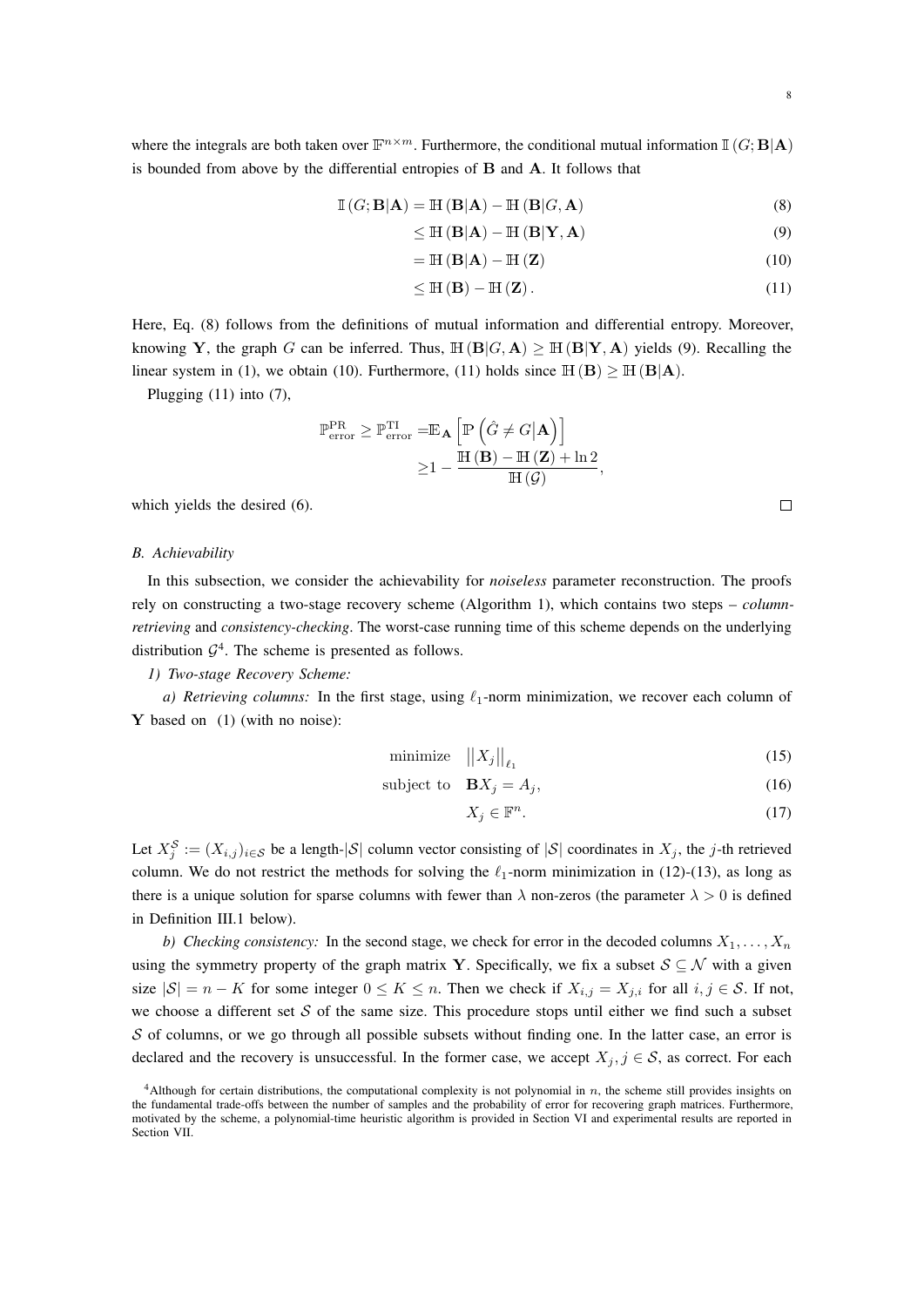where the integrals are both taken over $\mathbb{F}^{n\times m}$. Furthermore, the conditional mutual information $\mathbb{I}(G;\mathbf{B}|\mathbf{A})$ is bounded from above by the differential entropies of $\mathbf{B}$ and $\mathbf{A}$. It follows that

$$
\begin{aligned}
\mathbb{I}(G;\mathbf{B}|\mathbf{A}) &= \mathbb{H}(\mathbf{B}|\mathbf{A}) - \mathbb{H}(\mathbf{B}|G,\mathbf{A}) && (8)\\
&\leq \mathbb{H}(\mathbf{B}|\mathbf{A}) - \mathbb{H}(\mathbf{B}|\mathbf{Y},\mathbf{A}) && (9)\\
&= \mathbb{H}(\mathbf{B}|\mathbf{A}) - \mathbb{H}(\mathbf{Z}) && (10)\\
&\leq \mathbb{H}(\mathbf{B}) - \mathbb{H}(\mathbf{Z}). && (11)
\end{aligned}
$$

Here, Eq. (8) follows from the definitions of mutual information and differential entropy. Moreover, knowing $\mathbf{Y}$, the graph $G$ can be inferred. Thus, $\mathbb{H}(\mathbf{B}|G,\mathbf{A}) \geq \mathbb{H}(\mathbf{B}|\mathbf{Y},\mathbf{A})$ yields (9). Recalling the linear system in (1), we obtain (10). Furthermore, (11) holds since $\mathbb{H}(\mathbf{B}) \geq \mathbb{H}(\mathbf{B}|\mathbf{A})$.

Plugging (11) into (7),

$$
\begin{aligned}
\mathbb{P}_{\mathrm{error}}^{\mathrm{PR}} \geq \mathbb{P}_{\mathrm{error}}^{\mathrm{TI}} =& \mathbb{E}_{\mathbf{A}}\left[\mathbb{P}\left(\hat{G}\neq G \big| \mathbf{A}\right)\right]\\
\geq& 1 - \frac{\mathbb{H}(\mathbf{B}) - \mathbb{H}(\mathbf{Z}) + \ln 2}{\mathbb{H}(\mathcal{G})},
\end{aligned}
$$

which yields the desired (6). □

### B. Achievability

In this subsection, we consider the achievability for *noiseless* parameter reconstruction. The proofs rely on constructing a two-stage recovery scheme (Algorithm 1), which contains two steps – *column-retrieving* and *consistency-checking*. The worst-case running time of this scheme depends on the underlying distribution $\mathcal{G}$[4]. The scheme is presented as follows.

*1) Two-stage Recovery Scheme:*

*a) Retrieving columns:* In the first stage, using $\ell_1$-norm minimization, we recover each column of $\mathbf{Y}$ based on (1) (with no noise):

$$
\begin{aligned}
\text{minimize} \quad & \left|\left|X_j\right|\right|_{\ell_1} && (15)\\
\text{subject to} \quad & \mathbf{B}X_j = A_j, && (16)\\
& X_j \in \mathbb{F}^n. && (17)
\end{aligned}
$$

Let $X_j^{\mathcal{S}} := (X_{i,j})_{i\in\mathcal{S}}$ be a length-$|\mathcal{S}|$ column vector consisting of $|\mathcal{S}|$ coordinates in $X_j$, the $j$-th retrieved column. We do not restrict the methods for solving the $\ell_1$-norm minimization in (12)-(13), as long as there is a unique solution for sparse columns with fewer than $\lambda$ non-zeros (the parameter $\lambda > 0$ is defined in Definition III.1 below).

*b) Checking consistency:* In the second stage, we check for error in the decoded columns $X_1, \ldots, X_n$ using the symmetry property of the graph matrix $\mathbf{Y}$. Specifically, we fix a subset $\mathcal{S} \subseteq \mathcal{N}$ with a given size $|\mathcal{S}| = n - K$ for some integer $0 \leq K \leq n$. Then we check if $X_{i,j} = X_{j,i}$ for all $i, j \in \mathcal{S}$. If not, we choose a different set $\mathcal{S}$ of the same size. This procedure stops until either we find such a subset $\mathcal{S}$ of columns, or we go through all possible subsets without finding one. In the latter case, an error is declared and the recovery is unsuccessful. In the former case, we accept $X_j, j \in \mathcal{S}$, as correct. For each

[4] Although for certain distributions, the computational complexity is not polynomial in $n$, the scheme still provides insights on the fundamental trade-offs between the number of samples and the probability of error for recovering graph matrices. Furthermore, motivated by the scheme, a polynomial-time heuristic algorithm is provided in Section VI and experimental results are reported in Section VII.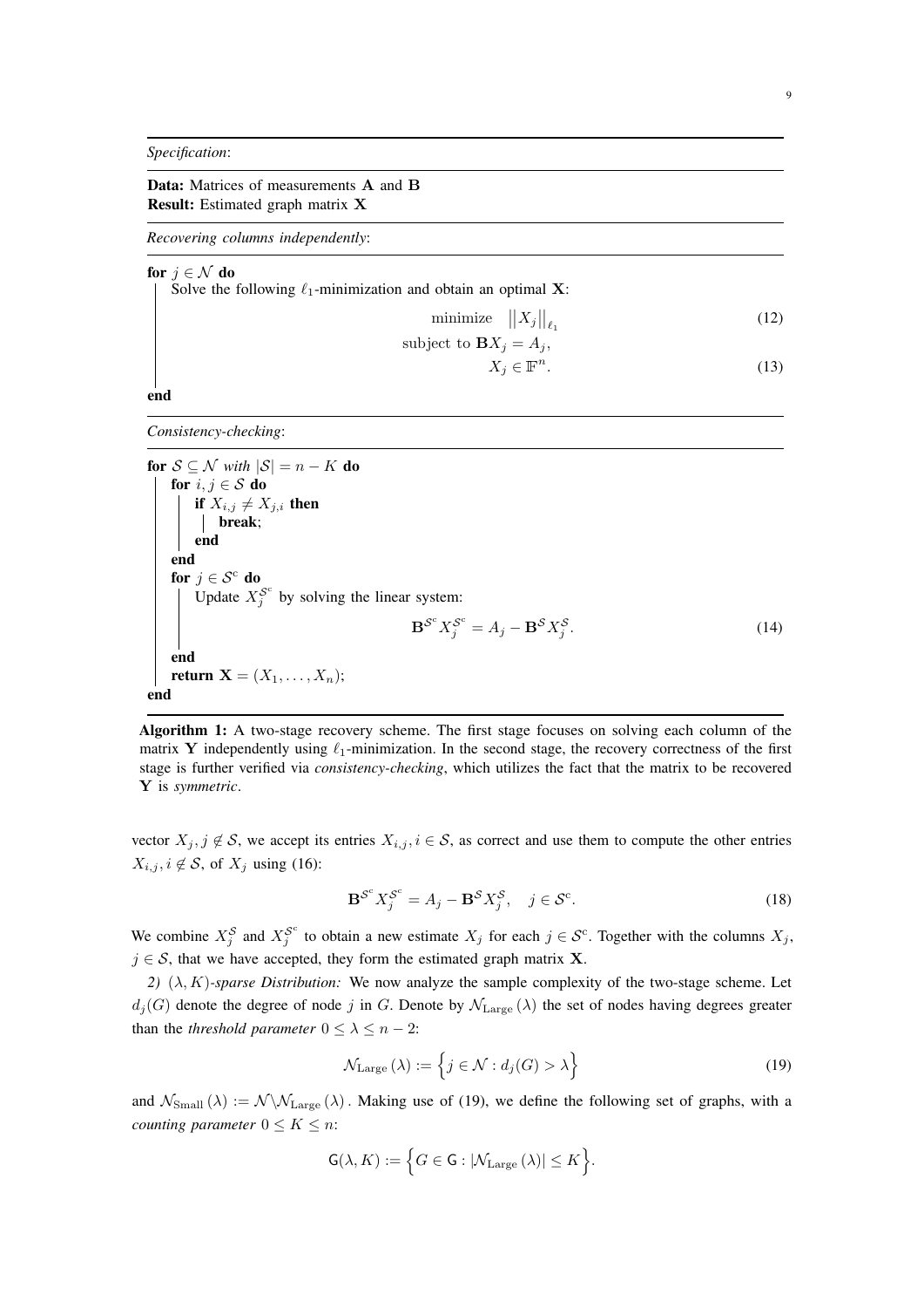*Specification*:

**Data:** Matrices of measurements $\mathbf{A}$ and $\mathbf{B}$
**Result:** Estimated graph matrix $\mathbf{X}$

*Recovering columns independently*:

**for** $j \in \mathcal{N}$ **do**

Solve the following $\ell_1$-minimization and obtain an optimal $\mathbf{X}$:

$$\text{minimize} \quad \left\|X_j\right\|_{\ell_1} \tag{12}$$

$$\text{subject to } \mathbf{B}X_j = A_j,$$

$$X_j \in \mathbb{F}^n. \tag{13}$$

**end**

*Consistency-checking*:

**for** $\mathcal{S} \subseteq \mathcal{N}$ *with* $|\mathcal{S}| = n - K$ **do**

**for** $i, j \in \mathcal{S}$ **do**

**if** $X_{i,j} \neq X_{j,i}$ **then**

**break**;

**end**

**end**

**for** $j \in \mathcal{S}^{\mathrm{c}}$ **do**

Update $X_j^{\mathcal{S}^{\mathrm{c}}}$ by solving the linear system:

$$\mathbf{B}^{\mathcal{S}^{\mathrm{c}}} X_j^{\mathcal{S}^{\mathrm{c}}} = A_j - \mathbf{B}^{\mathcal{S}} X_j^{\mathcal{S}}. \tag{14}$$

**end**

**return** $\mathbf{X} = (X_1, \ldots, X_n)$;

**end**

**Algorithm 1:** A two-stage recovery scheme. The first stage focuses on solving each column of the matrix $\mathbf{Y}$ independently using $\ell_1$-minimization. In the second stage, the recovery correctness of the first stage is further verified via *consistency-checking*, which utilizes the fact that the matrix to be recovered $\mathbf{Y}$ is *symmetric*.

vector $X_j, j \notin \mathcal{S}$, we accept its entries $X_{i,j}, i \in \mathcal{S}$, as correct and use them to compute the other entries $X_{i,j}, i \notin \mathcal{S}$, of $X_j$ using (16):

$$\mathbf{B}^{\mathcal{S}^{\mathrm{c}}} X_j^{\mathcal{S}^{\mathrm{c}}} = A_j - \mathbf{B}^{\mathcal{S}} X_j^{\mathcal{S}}, \quad j \in \mathcal{S}^{\mathrm{c}}. \tag{18}$$

We combine $X_j^{\mathcal{S}}$ and $X_j^{\mathcal{S}^{\mathrm{c}}}$ to obtain a new estimate $X_j$ for each $j \in \mathcal{S}^{\mathrm{c}}$. Together with the columns $X_j$, $j \in \mathcal{S}$, that we have accepted, they form the estimated graph matrix $\mathbf{X}$.

*2) $(\lambda, K)$-sparse Distribution:* We now analyze the sample complexity of the two-stage scheme. Let $d_j(G)$ denote the degree of node $j$ in $G$. Denote by $\mathcal{N}_{\mathrm{Large}}(\lambda)$ the set of nodes having degrees greater than the *threshold parameter* $0 \leq \lambda \leq n-2$:

$$\mathcal{N}_{\mathrm{Large}}(\lambda) := \left\{ j \in \mathcal{N} : d_j(G) > \lambda \right\} \tag{19}$$

and $\mathcal{N}_{\mathrm{Small}}(\lambda) := \mathcal{N} \backslash \mathcal{N}_{\mathrm{Large}}(\lambda)$. Making use of (19), we define the following set of graphs, with a *counting parameter* $0 \leq K \leq n$:

$$\mathsf{G}(\lambda, K) := \left\{ G \in \mathsf{G} : \left|\mathcal{N}_{\mathrm{Large}}(\lambda)\right| \leq K \right\}.$$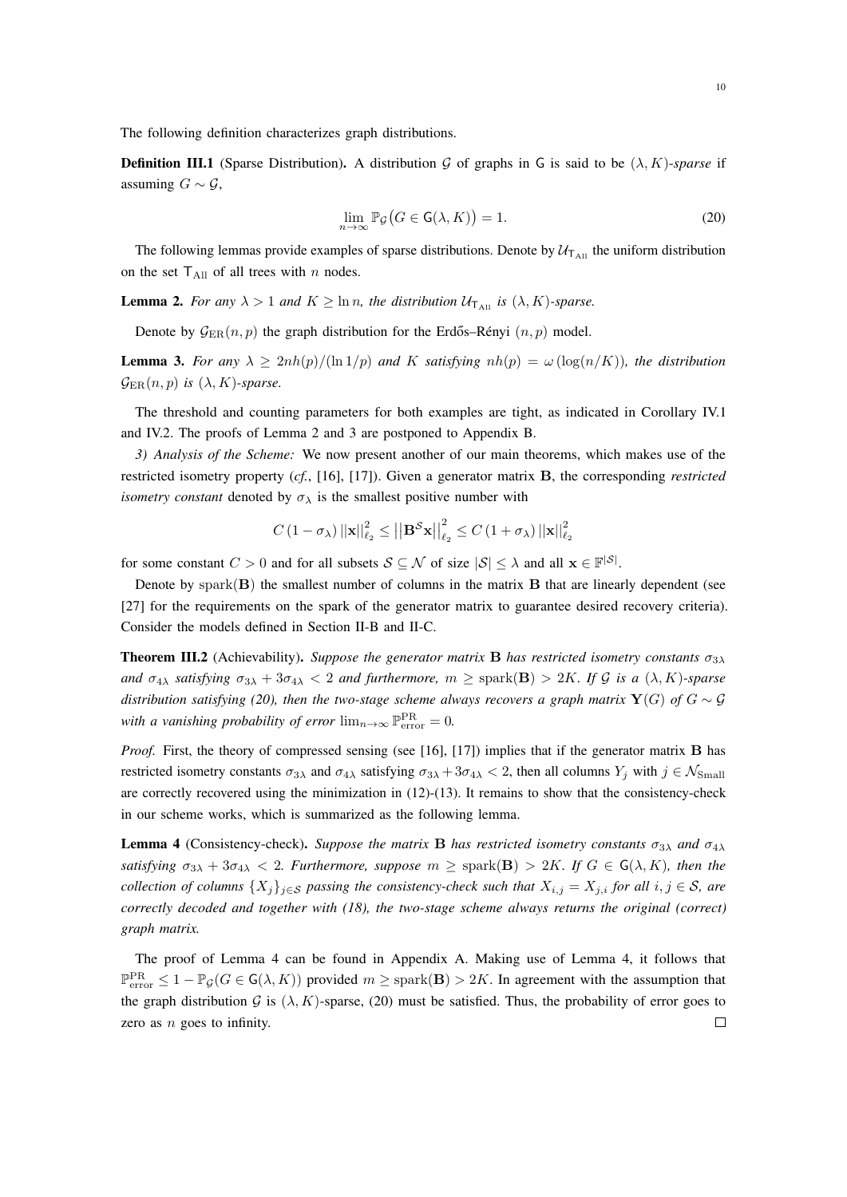The following definition characterizes graph distributions.

**Definition III.1** (Sparse Distribution)**.** A distribution $\mathcal{G}$ of graphs in $\mathsf{G}$ is said to be $(\lambda, K)$-*sparse* if assuming $G \sim \mathcal{G}$,

$$\lim_{n\to\infty} \mathbb{P}_{\mathcal{G}}\big(G \in \mathsf{G}(\lambda, K)\big) = 1. \tag{20}$$

The following lemmas provide examples of sparse distributions. Denote by $\mathcal{U}_{\mathsf{T}_{\mathrm{All}}}$ the uniform distribution on the set $\mathsf{T}_{\mathrm{All}}$ of all trees with $n$ nodes.

**Lemma 2.** *For any $\lambda > 1$ and $K \geq \ln n$, the distribution $\mathcal{U}_{\mathsf{T}_{\mathrm{All}}}$ is $(\lambda, K)$-sparse.*

Denote by $\mathcal{G}_{\mathrm{ER}}(n, p)$ the graph distribution for the Erdős–Rényi $(n, p)$ model.

**Lemma 3.** *For any $\lambda \geq 2nh(p)/(\ln 1/p)$ and $K$ satisfying $nh(p) = \omega\left(\log(n/K)\right)$, the distribution $\mathcal{G}_{\mathrm{ER}}(n, p)$ is $(\lambda, K)$-sparse.*

The threshold and counting parameters for both examples are tight, as indicated in Corollary IV.1 and IV.2. The proofs of Lemma 2 and 3 are postponed to Appendix B.

*3) Analysis of the Scheme:* We now present another of our main theorems, which makes use of the restricted isometry property (*cf.*, [16], [17]). Given a generator matrix $\mathbf{B}$, the corresponding *restricted isometry constant* denoted by $\sigma_\lambda$ is the smallest positive number with

$$C\left(1 - \sigma_\lambda\right) ||\mathbf{x}||_{\ell_2}^2 \leq \left|\left|\mathbf{B}^{\mathcal{S}}\mathbf{x}\right|\right|_{\ell_2}^2 \leq C\left(1 + \sigma_\lambda\right) ||\mathbf{x}||_{\ell_2}^2$$

for some constant $C > 0$ and for all subsets $\mathcal{S} \subseteq \mathcal{N}$ of size $|\mathcal{S}| \leq \lambda$ and all $\mathbf{x} \in \mathbb{F}^{|\mathcal{S}|}$.

Denote by $\mathrm{spark}(\mathbf{B})$ the smallest number of columns in the matrix $\mathbf{B}$ that are linearly dependent (see [27] for the requirements on the spark of the generator matrix to guarantee desired recovery criteria). Consider the models defined in Section II-B and II-C.

**Theorem III.2** (Achievability)**.** *Suppose the generator matrix $\mathbf{B}$ has restricted isometry constants $\sigma_{3\lambda}$ and $\sigma_{4\lambda}$ satisfying $\sigma_{3\lambda} + 3\sigma_{4\lambda} < 2$ and furthermore, $m \geq \mathrm{spark}(\mathbf{B}) > 2K$. If $\mathcal{G}$ is a $(\lambda, K)$-sparse distribution satisfying (20), then the two-stage scheme always recovers a graph matrix $\mathbf{Y}(G)$ of $G \sim \mathcal{G}$ with a vanishing probability of error $\lim_{n\to\infty} \mathbb{P}_{\mathrm{error}}^{\mathrm{PR}} = 0$.*

*Proof.* First, the theory of compressed sensing (see [16], [17]) implies that if the generator matrix $\mathbf{B}$ has restricted isometry constants $\sigma_{3\lambda}$ and $\sigma_{4\lambda}$ satisfying $\sigma_{3\lambda} + 3\sigma_{4\lambda} < 2$, then all columns $Y_j$ with $j \in \mathcal{N}_{\mathrm{Small}}$ are correctly recovered using the minimization in (12)-(13). It remains to show that the consistency-check in our scheme works, which is summarized as the following lemma.

**Lemma 4** (Consistency-check)**.** *Suppose the matrix $\mathbf{B}$ has restricted isometry constants $\sigma_{3\lambda}$ and $\sigma_{4\lambda}$ satisfying $\sigma_{3\lambda} + 3\sigma_{4\lambda} < 2$. Furthermore, suppose $m \geq \mathrm{spark}(\mathbf{B}) > 2K$. If $G \in \mathsf{G}(\lambda, K)$, then the collection of columns $\{X_j\}_{j\in\mathcal{S}}$ passing the consistency-check such that $X_{i,j} = X_{j,i}$ for all $i, j \in \mathcal{S}$, are correctly decoded and together with (18), the two-stage scheme always returns the original (correct) graph matrix.*

The proof of Lemma 4 can be found in Appendix A. Making use of Lemma 4, it follows that $\mathbb{P}_{\mathrm{error}}^{\mathrm{PR}} \leq 1 - \mathbb{P}_{\mathcal{G}}(G \in \mathsf{G}(\lambda, K))$ provided $m \geq \mathrm{spark}(\mathbf{B}) > 2K$. In agreement with the assumption that the graph distribution $\mathcal{G}$ is $(\lambda, K)$-sparse, (20) must be satisfied. Thus, the probability of error goes to zero as $n$ goes to infinity. □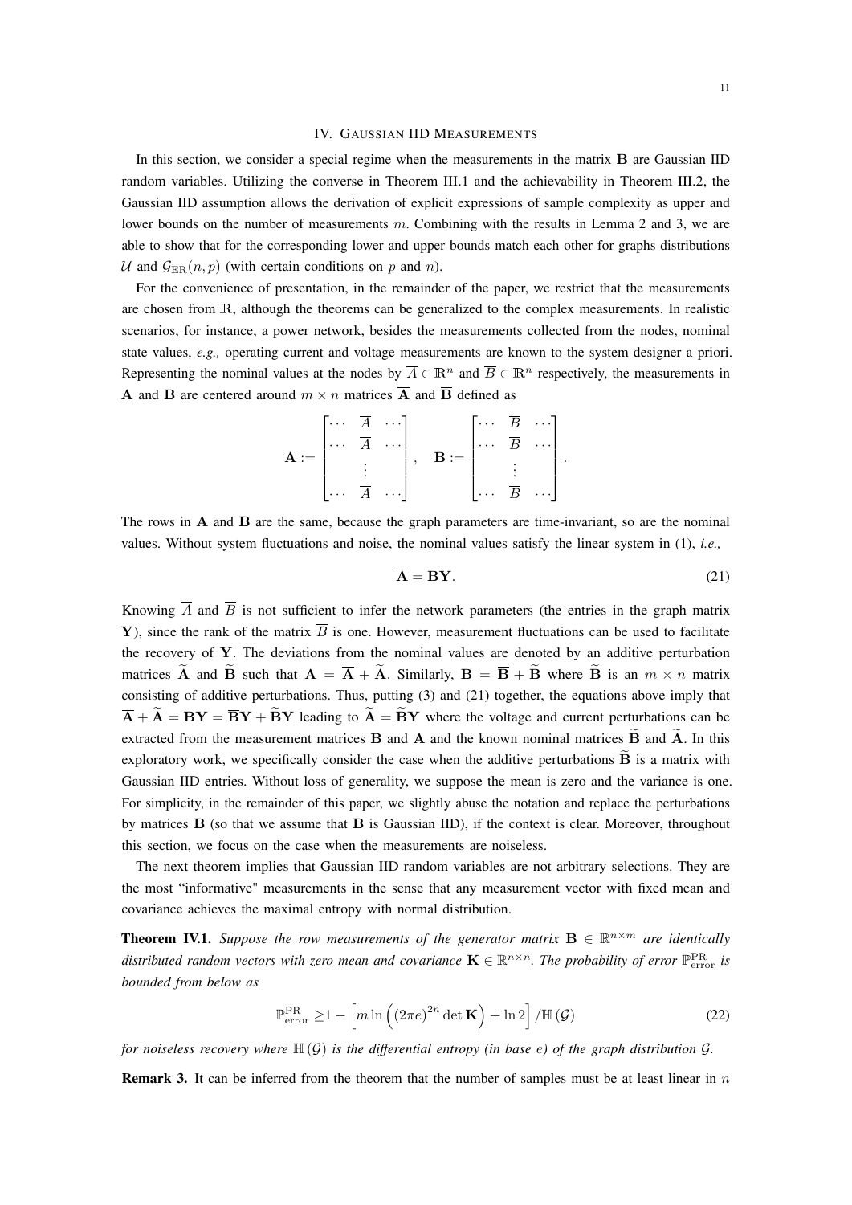## IV. Gaussian IID Measurements

In this section, we consider a special regime when the measurements in the matrix $\mathbf{B}$ are Gaussian IID random variables. Utilizing the converse in Theorem III.1 and the achievability in Theorem III.2, the Gaussian IID assumption allows the derivation of explicit expressions of sample complexity as upper and lower bounds on the number of measurements $m$. Combining with the results in Lemma 2 and 3, we are able to show that for the corresponding lower and upper bounds match each other for graphs distributions $\mathcal{U}$ and $\mathcal{G}_{\mathrm{ER}}(n,p)$ (with certain conditions on $p$ and $n$).

For the convenience of presentation, in the remainder of the paper, we restrict that the measurements are chosen from $\mathbb{R}$, although the theorems can be generalized to the complex measurements. In realistic scenarios, for instance, a power network, besides the measurements collected from the nodes, nominal state values, *e.g.,* operating current and voltage measurements are known to the system designer a priori. Representing the nominal values at the nodes by $\overline{A} \in \mathbb{R}^n$ and $\overline{B} \in \mathbb{R}^n$ respectively, the measurements in $\mathbf{A}$ and $\mathbf{B}$ are centered around $m \times n$ matrices $\overline{\mathbf{A}}$ and $\overline{\mathbf{B}}$ defined as

$$\overline{\mathbf{A}} := \begin{bmatrix} \cdots & \overline{A} & \cdots \\ \cdots & \overline{A} & \cdots \\ & \vdots & \\ \cdots & \overline{A} & \cdots \end{bmatrix}, \quad \overline{\mathbf{B}} := \begin{bmatrix} \cdots & \overline{B} & \cdots \\ \cdots & \overline{B} & \cdots \\ & \vdots & \\ \cdots & \overline{B} & \cdots \end{bmatrix}.$$

The rows in $\mathbf{A}$ and $\mathbf{B}$ are the same, because the graph parameters are time-invariant, so are the nominal values. Without system fluctuations and noise, the nominal values satisfy the linear system in (1), *i.e.,*

$$\overline{\mathbf{A}} = \overline{\mathbf{B}}\mathbf{Y}. \tag{21}$$

Knowing $\overline{A}$ and $\overline{B}$ is not sufficient to infer the network parameters (the entries in the graph matrix $\mathbf{Y}$), since the rank of the matrix $\overline{B}$ is one. However, measurement fluctuations can be used to facilitate the recovery of $\mathbf{Y}$. The deviations from the nominal values are denoted by an additive perturbation matrices $\widetilde{\mathbf{A}}$ and $\widetilde{\mathbf{B}}$ such that $\mathbf{A} = \overline{\mathbf{A}} + \widetilde{\mathbf{A}}$. Similarly, $\mathbf{B} = \overline{\mathbf{B}} + \widetilde{\mathbf{B}}$ where $\widetilde{\mathbf{B}}$ is an $m \times n$ matrix consisting of additive perturbations. Thus, putting (3) and (21) together, the equations above imply that $\overline{\mathbf{A}} + \widetilde{\mathbf{A}} = \mathbf{B}\mathbf{Y} = \overline{\mathbf{B}}\mathbf{Y} + \widetilde{\mathbf{B}}\mathbf{Y}$ leading to $\widetilde{\mathbf{A}} = \widetilde{\mathbf{B}}\mathbf{Y}$ where the voltage and current perturbations can be extracted from the measurement matrices $\mathbf{B}$ and $\mathbf{A}$ and the known nominal matrices $\widetilde{\mathbf{B}}$ and $\widetilde{\mathbf{A}}$. In this exploratory work, we specifically consider the case when the additive perturbations $\widetilde{\mathbf{B}}$ is a matrix with Gaussian IID entries. Without loss of generality, we suppose the mean is zero and the variance is one. For simplicity, in the remainder of this paper, we slightly abuse the notation and replace the perturbations by matrices $\mathbf{B}$ (so that we assume that $\mathbf{B}$ is Gaussian IID), if the context is clear. Moreover, throughout this section, we focus on the case when the measurements are noiseless.

The next theorem implies that Gaussian IID random variables are not arbitrary selections. They are the most "informative" measurements in the sense that any measurement vector with fixed mean and covariance achieves the maximal entropy with normal distribution.

**Theorem IV.1.** *Suppose the row measurements of the generator matrix $\mathbf{B} \in \mathbb{R}^{n \times m}$ are identically distributed random vectors with zero mean and covariance $\mathbf{K} \in \mathbb{R}^{n \times n}$. The probability of error $\mathbb{P}_{\mathrm{error}}^{\mathrm{PR}}$ is bounded from below as*

$$\mathbb{P}_{\mathrm{error}}^{\mathrm{PR}} \geq 1 - \left[ m \ln \left( (2\pi e)^{2n} \det \mathbf{K} \right) + \ln 2 \right] / \mathbb{H}(\mathcal{G}) \tag{22}$$

*for noiseless recovery where $\mathbb{H}(\mathcal{G})$ is the differential entropy (in base $e$) of the graph distribution $\mathcal{G}$.*

**Remark 3.** It can be inferred from the theorem that the number of samples must be at least linear in $n$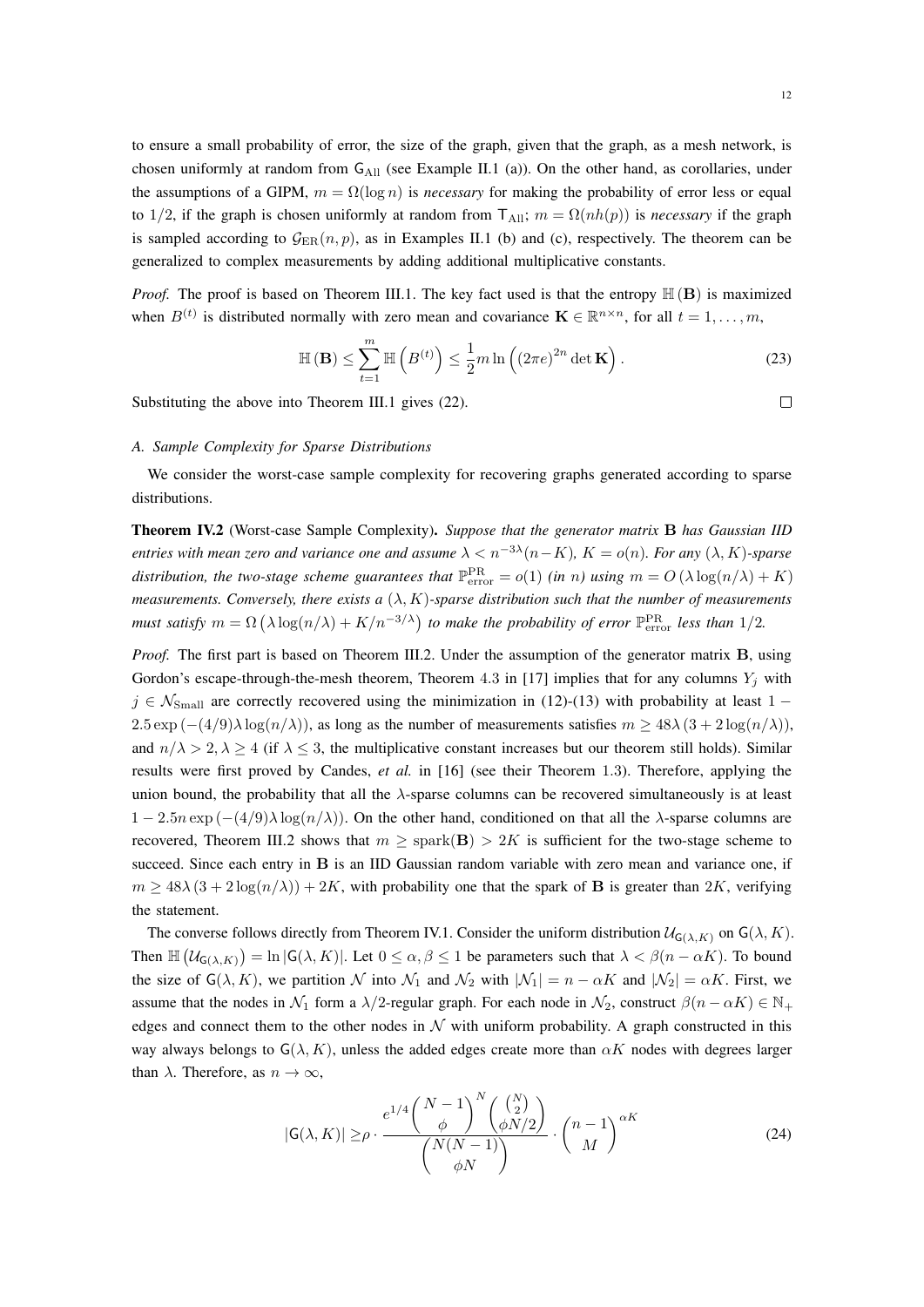to ensure a small probability of error, the size of the graph, given that the graph, as a mesh network, is chosen uniformly at random from $\mathsf{G}_{\text{All}}$ (see Example II.1 (a)). On the other hand, as corollaries, under the assumptions of a GIPM, $m = \Omega(\log n)$ is *necessary* for making the probability of error less or equal to $1/2$, if the graph is chosen uniformly at random from $\mathsf{T}_{\text{All}}$; $m = \Omega(nh(p))$ is *necessary* if the graph is sampled according to $\mathcal{G}_{\text{ER}}(n,p)$, as in Examples II.1 (b) and (c), respectively. The theorem can be generalized to complex measurements by adding additional multiplicative constants.

*Proof.* The proof is based on Theorem III.1. The key fact used is that the entropy $\mathbb{H}(\mathbf{B})$ is maximized when $B^{(t)}$ is distributed normally with zero mean and covariance $\mathbf{K} \in \mathbb{R}^{n \times n}$, for all $t = 1, \ldots, m$,

$$\mathbb{H}(\mathbf{B}) \leq \sum_{t=1}^{m} \mathbb{H}\left(B^{(t)}\right) \leq \frac{1}{2} m \ln\left((2\pi e)^{2n} \det \mathbf{K}\right). \tag{23}$$

Substituting the above into Theorem III.1 gives (22). □

### A. Sample Complexity for Sparse Distributions

We consider the worst-case sample complexity for recovering graphs generated according to sparse distributions.

**Theorem IV.2** (Worst-case Sample Complexity)**.** *Suppose that the generator matrix* $\mathbf{B}$ *has Gaussian IID entries with mean zero and variance one and assume* $\lambda < n^{-3\lambda}(n-K)$, $K = o(n)$. *For any* $(\lambda, K)$*-sparse distribution, the two-stage scheme guarantees that* $\mathbb{P}_{\text{error}}^{\text{PR}} = o(1)$ *(in* $n$*) using* $m = O\left(\lambda \log(n/\lambda) + K\right)$ *measurements. Conversely, there exists a* $(\lambda, K)$*-sparse distribution such that the number of measurements must satisfy* $m = \Omega\left(\lambda \log(n/\lambda) + K/n^{-3/\lambda}\right)$ *to make the probability of error* $\mathbb{P}_{\text{error}}^{\text{PR}}$ *less than* $1/2$*.*

*Proof.* The first part is based on Theorem III.2. Under the assumption of the generator matrix $\mathbf{B}$, using Gordon's escape-through-the-mesh theorem, Theorem 4.3 in [17] implies that for any columns $Y_j$ with $j \in \mathcal{N}_{\text{Small}}$ are correctly recovered using the minimization in (12)-(13) with probability at least $1 - 2.5 \exp\left(-(4/9)\lambda \log(n/\lambda)\right)$, as long as the number of measurements satisfies $m \geq 48\lambda\left(3 + 2\log(n/\lambda)\right)$, and $n/\lambda > 2, \lambda \geq 4$ (if $\lambda \leq 3$, the multiplicative constant increases but our theorem still holds). Similar results were first proved by Candes, *et al.* in [16] (see their Theorem 1.3). Therefore, applying the union bound, the probability that all the $\lambda$-sparse columns can be recovered simultaneously is at least $1 - 2.5n \exp\left(-(4/9)\lambda \log(n/\lambda)\right)$. On the other hand, conditioned on that all the $\lambda$-sparse columns are recovered, Theorem III.2 shows that $m \geq \text{spark}(\mathbf{B}) > 2K$ is sufficient for the two-stage scheme to succeed. Since each entry in $\mathbf{B}$ is an IID Gaussian random variable with zero mean and variance one, if $m \geq 48\lambda\left(3 + 2\log(n/\lambda)\right) + 2K$, with probability one that the spark of $\mathbf{B}$ is greater than $2K$, verifying the statement.

The converse follows directly from Theorem IV.1. Consider the uniform distribution $\mathcal{U}_{\mathsf{G}(\lambda,K)}$ on $\mathsf{G}(\lambda, K)$. Then $\mathbb{H}\left(\mathcal{U}_{\mathsf{G}(\lambda,K)}\right) = \ln |\mathsf{G}(\lambda, K)|$. Let $0 \leq \alpha, \beta \leq 1$ be parameters such that $\lambda < \beta(n - \alpha K)$. To bound the size of $\mathsf{G}(\lambda, K)$, we partition $\mathcal{N}$ into $\mathcal{N}_1$ and $\mathcal{N}_2$ with $|\mathcal{N}_1| = n - \alpha K$ and $|\mathcal{N}_2| = \alpha K$. First, we assume that the nodes in $\mathcal{N}_1$ form a $\lambda/2$-regular graph. For each node in $\mathcal{N}_2$, construct $\beta(n - \alpha K) \in \mathbb{N}_+$ edges and connect them to the other nodes in $\mathcal{N}$ with uniform probability. A graph constructed in this way always belongs to $\mathsf{G}(\lambda, K)$, unless the added edges create more than $\alpha K$ nodes with degrees larger than $\lambda$. Therefore, as $n \to \infty$,

$$|\mathsf{G}(\lambda, K)| \geq \rho \cdot \frac{e^{1/4} \binom{N-1}{\phi}^N \binom{\binom{N}{2}}{\phi N/2}}{\binom{N(N-1)}{\phi N}} \cdot \binom{n-1}{M}^{\alpha K} \tag{24}$$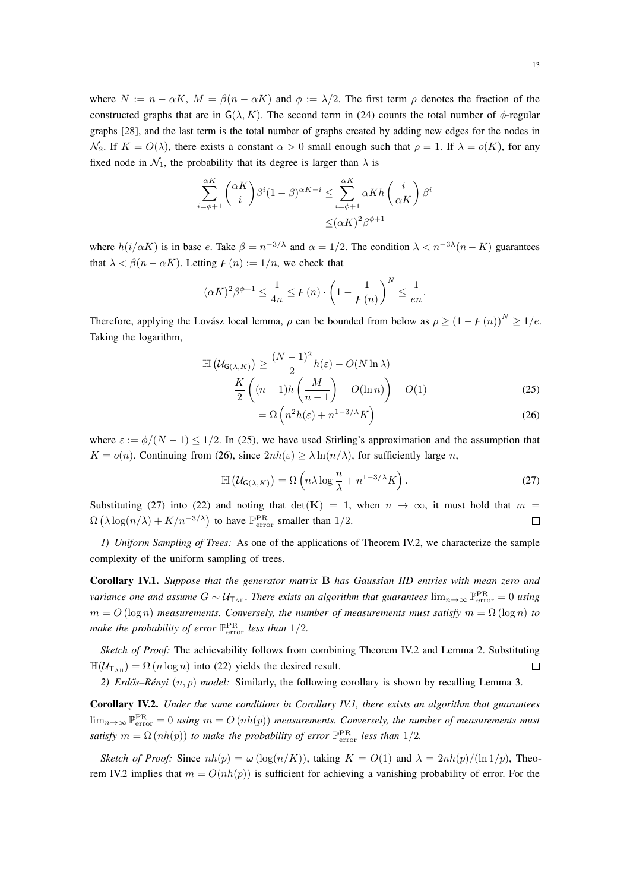where $N := n - \alpha K$, $M = \beta(n - \alpha K)$ and $\phi := \lambda/2$. The first term $\rho$ denotes the fraction of the constructed graphs that are in $\mathsf{G}(\lambda, K)$. The second term in (24) counts the total number of $\phi$-regular graphs [28], and the last term is the total number of graphs created by adding new edges for the nodes in $\mathcal{N}_2$. If $K = O(\lambda)$, there exists a constant $\alpha > 0$ small enough such that $\rho = 1$. If $\lambda = o(K)$, for any fixed node in $\mathcal{N}_1$, the probability that its degree is larger than $\lambda$ is

$$
\begin{aligned}
\sum_{i=\phi+1}^{\alpha K} \binom{\alpha K}{i} \beta^i (1-\beta)^{\alpha K - i} \leq & \sum_{i=\phi+1}^{\alpha K} \alpha K h\left(\frac{i}{\alpha K}\right) \beta^i \\
\leq & (\alpha K)^2 \beta^{\phi+1}
\end{aligned}
$$

where $h(i/\alpha K)$ is in base $e$. Take $\beta = n^{-3/\lambda}$ and $\alpha = 1/2$. The condition $\lambda < n^{-3\lambda}(n-K)$ guarantees that $\lambda < \beta(n - \alpha K)$. Letting $F(n) := 1/n$, we check that

$$
(\alpha K)^2 \beta^{\phi+1} \leq \frac{1}{4n} \leq F(n) \cdot \left(1 - \frac{1}{F(n)}\right)^N \leq \frac{1}{en}.
$$

Therefore, applying the Lovász local lemma, $\rho$ can be bounded from below as $\rho \geq (1 - F(n))^N \geq 1/e$. Taking the logarithm,

$$
\begin{aligned}
\mathbb{H}\left(\mathcal{U}_{\mathsf{G}(\lambda,K)}\right) \geq & \frac{(N-1)^2}{2} h(\varepsilon) - O(N \ln \lambda) \\
& + \frac{K}{2}\left((n-1) h\left(\frac{M}{n-1}\right) - O(\ln n)\right) - O(1) && (25) \\
= & \Omega\left(n^2 h(\varepsilon) + n^{1-3/\lambda} K\right) && (26)
\end{aligned}
$$

where $\varepsilon := \phi/(N-1) \leq 1/2$. In (25), we have used Stirling's approximation and the assumption that $K = o(n)$. Continuing from (26), since $2nh(\varepsilon) \geq \lambda \ln(n/\lambda)$, for sufficiently large $n$,

$$
\mathbb{H}\left(\mathcal{U}_{\mathsf{G}(\lambda,K)}\right) = \Omega\left(n\lambda \log \frac{n}{\lambda} + n^{1-3/\lambda} K\right). \tag{27}
$$

Substituting (27) into (22) and noting that $\det(\mathbf{K}) = 1$, when $n \to \infty$, it must hold that $m = \Omega\left(\lambda \log(n/\lambda) + K/n^{-3/\lambda}\right)$ to have $\mathbb{P}_{\text{error}}^{\text{PR}}$ smaller than $1/2$. $\square$

*1) Uniform Sampling of Trees:* As one of the applications of Theorem IV.2, we characterize the sample complexity of the uniform sampling of trees.

**Corollary IV.1.** *Suppose that the generator matrix* $\mathbf{B}$ *has Gaussian IID entries with mean zero and variance one and assume* $G \sim \mathcal{U}_{\mathsf{T}_{\text{All}}}$. *There exists an algorithm that guarantees* $\lim_{n\to\infty} \mathbb{P}_{\text{error}}^{\text{PR}} = 0$ *using* $m = O(\log n)$ *measurements. Conversely, the number of measurements must satisfy* $m = \Omega(\log n)$ *to make the probability of error* $\mathbb{P}_{\text{error}}^{\text{PR}}$ *less than* $1/2$*.*

*Sketch of Proof:* The achievability follows from combining Theorem IV.2 and Lemma 2. Substituting $\mathbb{H}(\mathcal{U}_{\mathsf{T}_{\text{All}}}) = \Omega(n \log n)$ into (22) yields the desired result. $\square$

*2) Erdős–Rényi $(n, p)$ model:* Similarly, the following corollary is shown by recalling Lemma 3.

**Corollary IV.2.** *Under the same conditions in Corollary IV.1, there exists an algorithm that guarantees* $\lim_{n\to\infty} \mathbb{P}_{\text{error}}^{\text{PR}} = 0$ *using* $m = O(nh(p))$ *measurements. Conversely, the number of measurements must satisfy* $m = \Omega(nh(p))$ *to make the probability of error* $\mathbb{P}_{\text{error}}^{\text{PR}}$ *less than* $1/2$*.*

*Sketch of Proof:* Since $nh(p) = \omega(\log(n/K))$, taking $K = O(1)$ and $\lambda = 2nh(p)/(\ln 1/p)$, Theorem IV.2 implies that $m = O(nh(p))$ is sufficient for achieving a vanishing probability of error. For the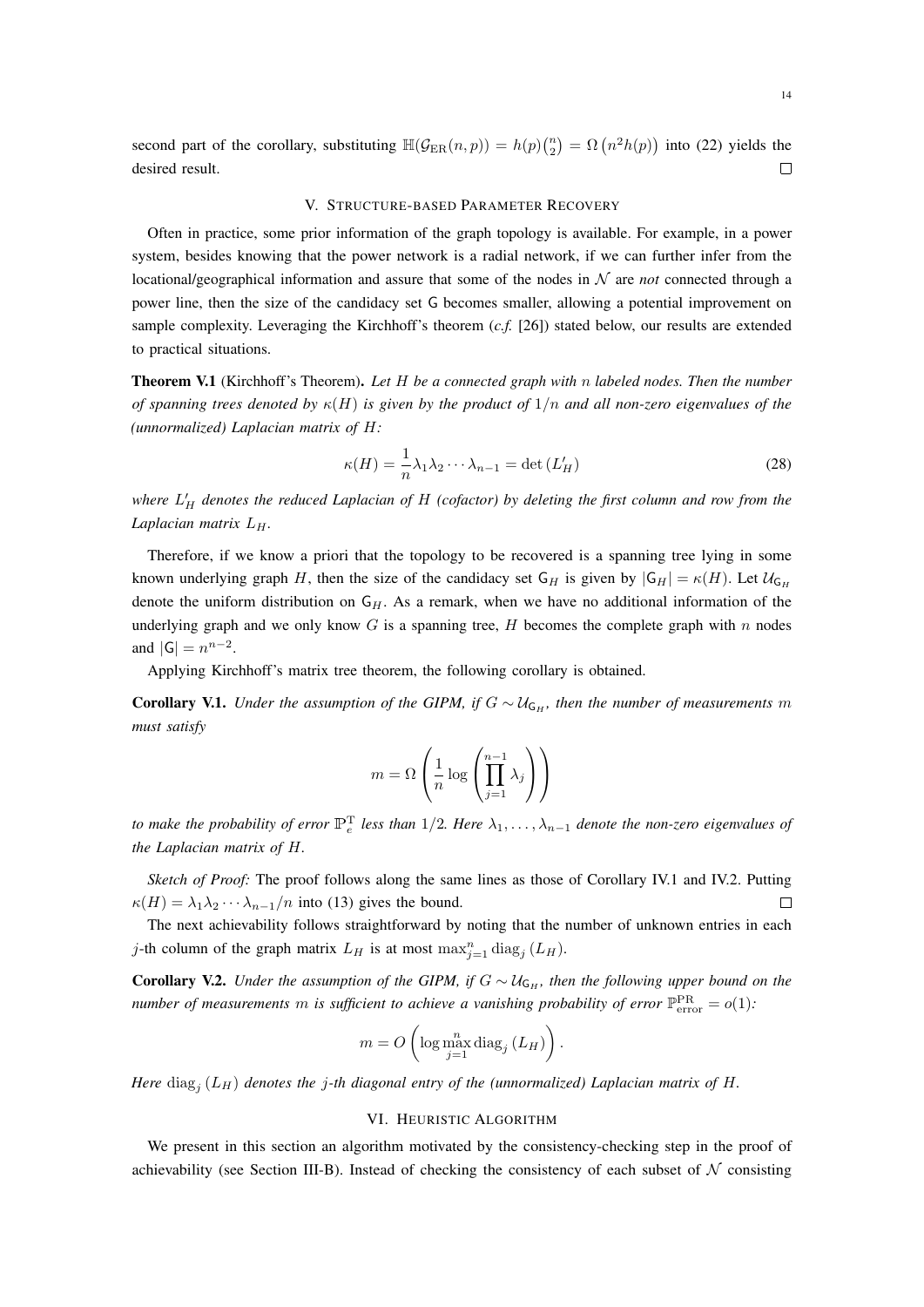second part of the corollary, substituting $\mathbb{H}(\mathcal{G}_{\mathrm{ER}}(n,p)) = h(p)\binom{n}{2} = \Omega\left(n^2 h(p)\right)$ into (22) yields the desired result. $\square$

## V. Structure-based Parameter Recovery

Often in practice, some prior information of the graph topology is available. For example, in a power system, besides knowing that the power network is a radial network, if we can further infer from the locational/geographical information and assure that some of the nodes in $\mathcal{N}$ are *not* connected through a power line, then the size of the candidacy set $\mathsf{G}$ becomes smaller, allowing a potential improvement on sample complexity. Leveraging the Kirchhoff's theorem (*c.f.* [26]) stated below, our results are extended to practical situations.

**Theorem V.1** (Kirchhoff's Theorem)**.** *Let $H$ be a connected graph with $n$ labeled nodes. Then the number of spanning trees denoted by $\kappa(H)$ is given by the product of $1/n$ and all non-zero eigenvalues of the (unnormalized) Laplacian matrix of $H$:*

$$\kappa(H) = \frac{1}{n}\lambda_1\lambda_2\cdots\lambda_{n-1} = \det\left(L'_H\right) \tag{28}$$

*where $L'_H$ denotes the reduced Laplacian of $H$ (cofactor) by deleting the first column and row from the Laplacian matrix $L_H$.*

Therefore, if we know a priori that the topology to be recovered is a spanning tree lying in some known underlying graph $H$, then the size of the candidacy set $\mathsf{G}_H$ is given by $|\mathsf{G}_H| = \kappa(H)$. Let $\mathcal{U}_{\mathsf{G}_H}$ denote the uniform distribution on $\mathsf{G}_H$. As a remark, when we have no additional information of the underlying graph and we only know $G$ is a spanning tree, $H$ becomes the complete graph with $n$ nodes and $|\mathsf{G}| = n^{n-2}$.

Applying Kirchhoff's matrix tree theorem, the following corollary is obtained.

**Corollary V.1.** *Under the assumption of the GIPM, if $G \sim \mathcal{U}_{\mathsf{G}_H}$, then the number of measurements $m$ must satisfy*

$$m = \Omega\left(\frac{1}{n}\log\left(\prod_{j=1}^{n-1}\lambda_j\right)\right)$$

*to make the probability of error $\mathbb{P}_e^{\mathrm{T}}$ less than $1/2$. Here $\lambda_1,\ldots,\lambda_{n-1}$ denote the non-zero eigenvalues of the Laplacian matrix of $H$.*

*Sketch of Proof:* The proof follows along the same lines as those of Corollary IV.1 and IV.2. Putting $\kappa(H) = \lambda_1\lambda_2\cdots\lambda_{n-1}/n$ into (13) gives the bound. $\square$

The next achievability follows straightforward by noting that the number of unknown entries in each $j$-th column of the graph matrix $L_H$ is at most $\max_{j=1}^{n}\mathrm{diag}_j\left(L_H\right)$.

**Corollary V.2.** *Under the assumption of the GIPM, if $G \sim \mathcal{U}_{\mathsf{G}_H}$, then the following upper bound on the number of measurements $m$ is sufficient to achieve a vanishing probability of error $\mathbb{P}_{\mathrm{error}}^{\mathrm{PR}} = o(1)$:*

$$m = O\left(\log\max_{j=1}^{n}\mathrm{diag}_j\left(L_H\right)\right).$$

*Here $\mathrm{diag}_j\left(L_H\right)$ denotes the $j$-th diagonal entry of the (unnormalized) Laplacian matrix of $H$.*

## VI. Heuristic Algorithm

We present in this section an algorithm motivated by the consistency-checking step in the proof of achievability (see Section III-B). Instead of checking the consistency of each subset of $\mathcal{N}$ consisting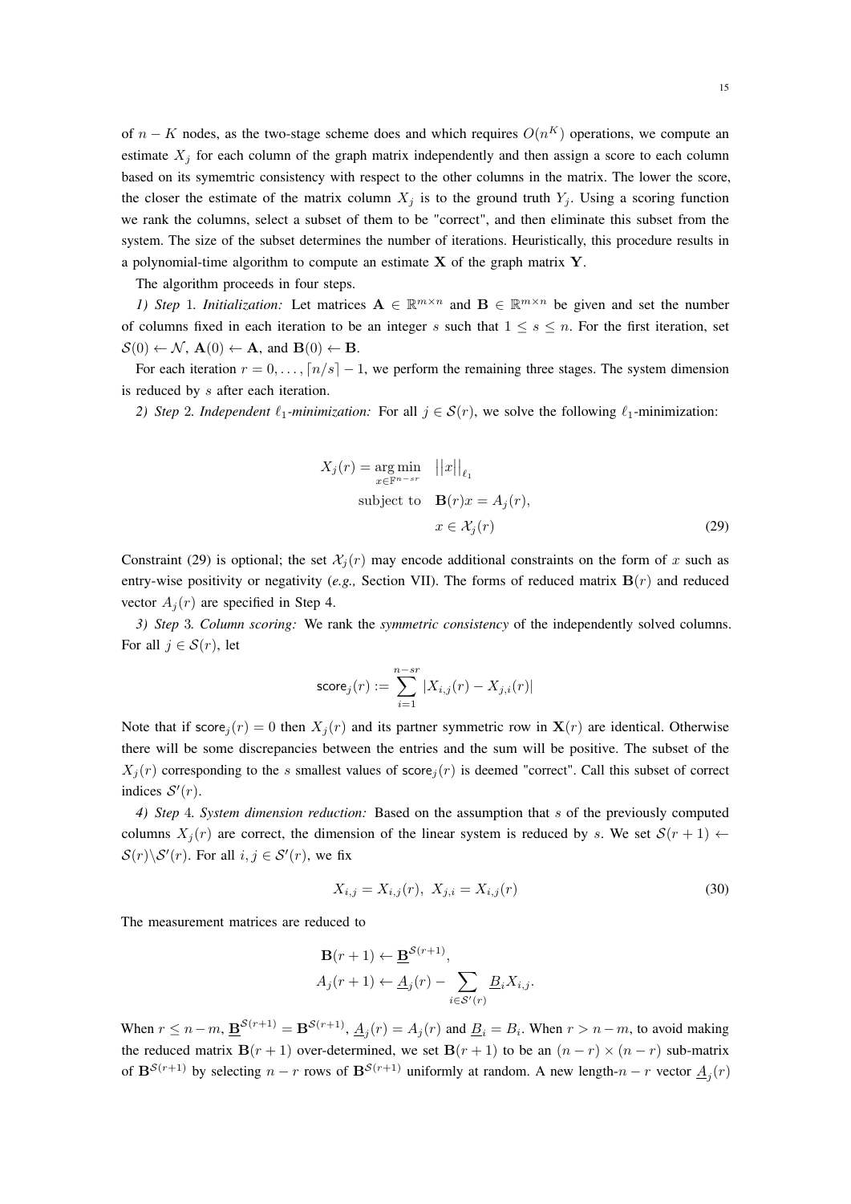of $n-K$ nodes, as the two-stage scheme does and which requires $O(n^K)$ operations, we compute an estimate $X_j$ for each column of the graph matrix independently and then assign a score to each column based on its symemtric consistency with respect to the other columns in the matrix. The lower the score, the closer the estimate of the matrix column $X_j$ is to the ground truth $Y_j$. Using a scoring function we rank the columns, select a subset of them to be "correct", and then eliminate this subset from the system. The size of the subset determines the number of iterations. Heuristically, this procedure results in a polynomial-time algorithm to compute an estimate $\mathbf{X}$ of the graph matrix $\mathbf{Y}$.

The algorithm proceeds in four steps.

*1) Step* 1*. Initialization:* Let matrices $\mathbf{A} \in \mathbb{R}^{m\times n}$ and $\mathbf{B} \in \mathbb{R}^{m\times n}$ be given and set the number of columns fixed in each iteration to be an integer $s$ such that $1 \leq s \leq n$. For the first iteration, set $\mathcal{S}(0) \leftarrow \mathcal{N}$, $\mathbf{A}(0) \leftarrow \mathbf{A}$, and $\mathbf{B}(0) \leftarrow \mathbf{B}$.

For each iteration $r = 0, \ldots, \lceil n/s \rceil - 1$, we perform the remaining three stages. The system dimension is reduced by $s$ after each iteration.

*2) Step* 2*. Independent $\ell_1$-minimization:* For all $j \in \mathcal{S}(r)$, we solve the following $\ell_1$-minimization:

$$
\begin{aligned}
X_j(r) = \underset{x\in\mathbb{F}^{n-sr}}{\arg\min} \quad & ||x||_{\ell_1} \\
\text{subject to} \quad & \mathbf{B}(r)x = A_j(r), \\
& x \in \mathcal{X}_j(r)
\end{aligned}
\tag{29}
$$

Constraint (29) is optional; the set $\mathcal{X}_j(r)$ may encode additional constraints on the form of $x$ such as entry-wise positivity or negativity (*e.g.,* Section VII). The forms of reduced matrix $\mathbf{B}(r)$ and reduced vector $A_j(r)$ are specified in Step 4.

*3) Step* 3*. Column scoring:* We rank the *symmetric consistency* of the independently solved columns. For all $j \in \mathcal{S}(r)$, let

$$
\mathsf{score}_j(r) := \sum_{i=1}^{n-sr} |X_{i,j}(r) - X_{j,i}(r)|
$$

Note that if $\mathsf{score}_j(r) = 0$ then $X_j(r)$ and its partner symmetric row in $\mathbf{X}(r)$ are identical. Otherwise there will be some discrepancies between the entries and the sum will be positive. The subset of the $X_j(r)$ corresponding to the $s$ smallest values of $\mathsf{score}_j(r)$ is deemed "correct". Call this subset of correct indices $\mathcal{S}'(r)$.

*4) Step* 4*. System dimension reduction:* Based on the assumption that $s$ of the previously computed columns $X_j(r)$ are correct, the dimension of the linear system is reduced by $s$. We set $\mathcal{S}(r+1) \leftarrow \mathcal{S}(r)\backslash\mathcal{S}'(r)$. For all $i, j \in \mathcal{S}'(r)$, we fix

$$
X_{i,j} = X_{i,j}(r), \ X_{j,i} = X_{i,j}(r) \tag{30}
$$

The measurement matrices are reduced to

$$
\begin{aligned}
&\mathbf{B}(r+1) \leftarrow \underline{\mathbf{B}}^{\mathcal{S}(r+1)}, \\
&A_j(r+1) \leftarrow \underline{A}_j(r) - \sum_{i\in\mathcal{S}'(r)} \underline{B}_i X_{i,j}.
\end{aligned}
$$

When $r \leq n-m$, $\underline{\mathbf{B}}^{\mathcal{S}(r+1)} = \mathbf{B}^{\mathcal{S}(r+1)}$, $\underline{A}_j(r) = A_j(r)$ and $\underline{B}_i = B_i$. When $r > n-m$, to avoid making the reduced matrix $\mathbf{B}(r+1)$ over-determined, we set $\mathbf{B}(r+1)$ to be an $(n-r)\times(n-r)$ sub-matrix of $\mathbf{B}^{\mathcal{S}(r+1)}$ by selecting $n-r$ rows of $\mathbf{B}^{\mathcal{S}(r+1)}$ uniformly at random. A new length-$n-r$ vector $\underline{A}_j(r)$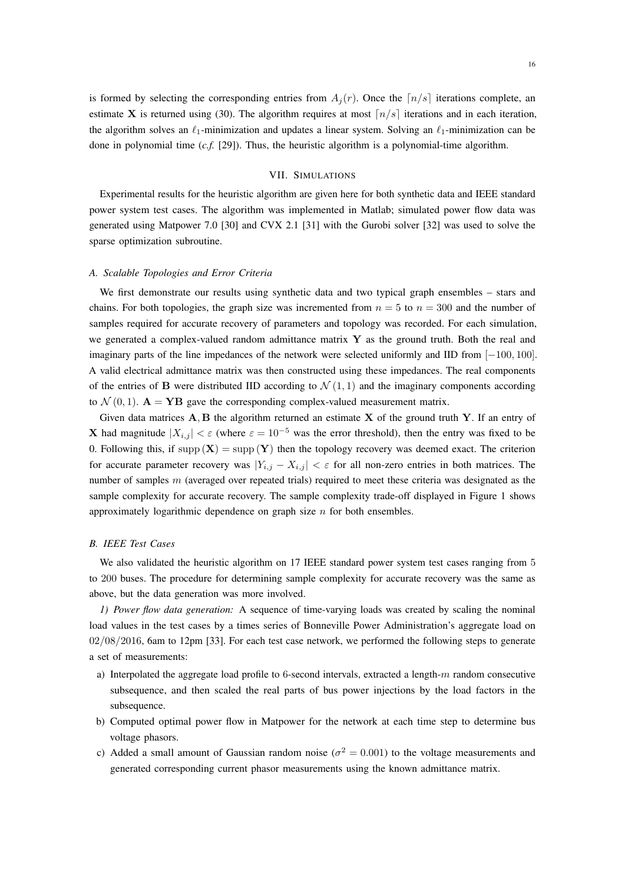is formed by selecting the corresponding entries from $A_j(r)$. Once the $\lceil n/s \rceil$ iterations complete, an estimate $\mathbf{X}$ is returned using (30). The algorithm requires at most $\lceil n/s \rceil$ iterations and in each iteration, the algorithm solves an $\ell_1$-minimization and updates a linear system. Solving an $\ell_1$-minimization can be done in polynomial time (*c.f.* [29]). Thus, the heuristic algorithm is a polynomial-time algorithm.

## VII. Simulations

Experimental results for the heuristic algorithm are given here for both synthetic data and IEEE standard power system test cases. The algorithm was implemented in Matlab; simulated power flow data was generated using Matpower 7.0 [30] and CVX 2.1 [31] with the Gurobi solver [32] was used to solve the sparse optimization subroutine.

### A. Scalable Topologies and Error Criteria

We first demonstrate our results using synthetic data and two typical graph ensembles – stars and chains. For both topologies, the graph size was incremented from $n = 5$ to $n = 300$ and the number of samples required for accurate recovery of parameters and topology was recorded. For each simulation, we generated a complex-valued random admittance matrix $\mathbf{Y}$ as the ground truth. Both the real and imaginary parts of the line impedances of the network were selected uniformly and IID from $[-100, 100]$. A valid electrical admittance matrix was then constructed using these impedances. The real components of the entries of $\mathbf{B}$ were distributed IID according to $\mathcal{N}(1, 1)$ and the imaginary components according to $\mathcal{N}(0, 1)$. $\mathbf{A} = \mathbf{YB}$ gave the corresponding complex-valued measurement matrix.

Given data matrices $\mathbf{A}, \mathbf{B}$ the algorithm returned an estimate $\mathbf{X}$ of the ground truth $\mathbf{Y}$. If an entry of $\mathbf{X}$ had magnitude $|X_{i,j}| < \varepsilon$ (where $\varepsilon = 10^{-5}$ was the error threshold), then the entry was fixed to be 0. Following this, if $\operatorname{supp}(\mathbf{X}) = \operatorname{supp}(\mathbf{Y})$ then the topology recovery was deemed exact. The criterion for accurate parameter recovery was $|Y_{i,j} - X_{i,j}| < \varepsilon$ for all non-zero entries in both matrices. The number of samples $m$ (averaged over repeated trials) required to meet these criteria was designated as the sample complexity for accurate recovery. The sample complexity trade-off displayed in Figure 1 shows approximately logarithmic dependence on graph size $n$ for both ensembles.

### B. IEEE Test Cases

We also validated the heuristic algorithm on 17 IEEE standard power system test cases ranging from 5 to 200 buses. The procedure for determining sample complexity for accurate recovery was the same as above, but the data generation was more involved.

*1) Power flow data generation:* A sequence of time-varying loads was created by scaling the nominal load values in the test cases by a times series of Bonneville Power Administration's aggregate load on 02/08/2016, 6am to 12pm [33]. For each test case network, we performed the following steps to generate a set of measurements:

a) Interpolated the aggregate load profile to 6-second intervals, extracted a length-$m$ random consecutive subsequence, and then scaled the real parts of bus power injections by the load factors in the subsequence.
b) Computed optimal power flow in Matpower for the network at each time step to determine bus voltage phasors.
c) Added a small amount of Gaussian random noise ($\sigma^2 = 0.001$) to the voltage measurements and generated corresponding current phasor measurements using the known admittance matrix.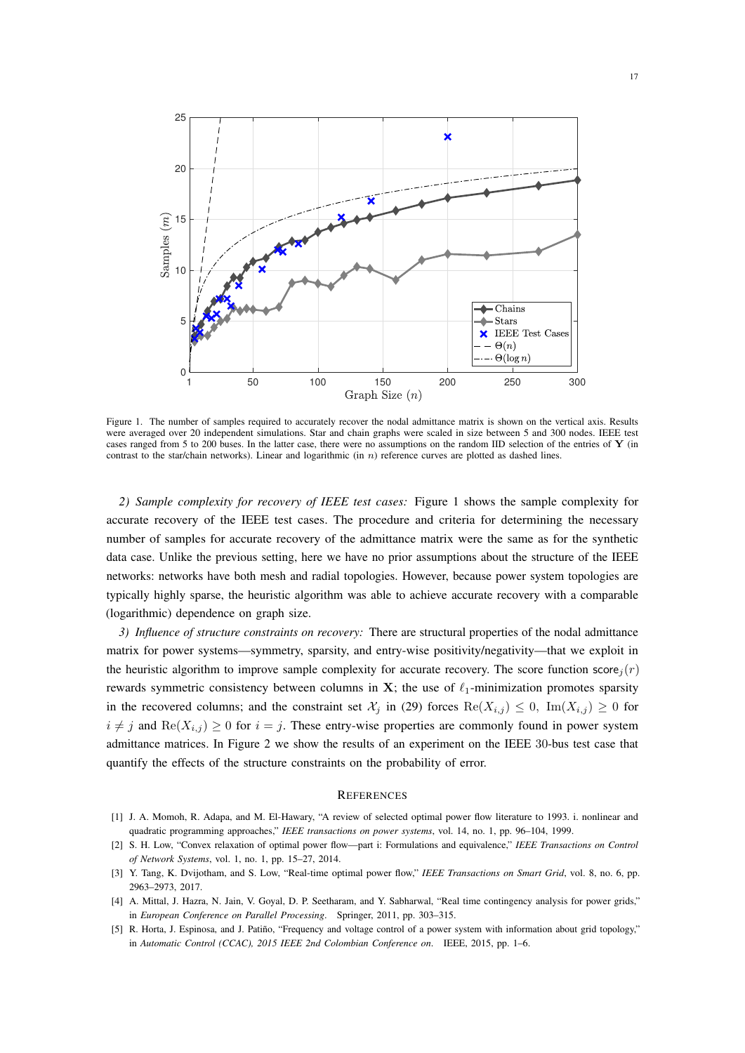Figure 1. The number of samples required to accurately recover the nodal admittance matrix is shown on the vertical axis. Results were averaged over 20 independent simulations. Star and chain graphs were scaled in size between 5 and 300 nodes. IEEE test cases ranged from 5 to 200 buses. In the latter case, there were no assumptions on the random IID selection of the entries of $\mathbf{Y}$ (in contrast to the star/chain networks). Linear and logarithmic (in $n$) reference curves are plotted as dashed lines.

*2) Sample complexity for recovery of IEEE test cases:* Figure 1 shows the sample complexity for accurate recovery of the IEEE test cases. The procedure and criteria for determining the necessary number of samples for accurate recovery of the admittance matrix were the same as for the synthetic data case. Unlike the previous setting, here we have no prior assumptions about the structure of the IEEE networks: networks have both mesh and radial topologies. However, because power system topologies are typically highly sparse, the heuristic algorithm was able to achieve accurate recovery with a comparable (logarithmic) dependence on graph size.

*3) Influence of structure constraints on recovery:* There are structural properties of the nodal admittance matrix for power systems—symmetry, sparsity, and entry-wise positivity/negativity—that we exploit in the heuristic algorithm to improve sample complexity for accurate recovery. The score function $\mathsf{score}_j(r)$ rewards symmetric consistency between columns in $\mathbf{X}$; the use of $\ell_1$-minimization promotes sparsity in the recovered columns; and the constraint set $\mathcal{X}_j$ in (29) forces $\mathrm{Re}(X_{i,j}) \leq 0, \ \mathrm{Im}(X_{i,j}) \geq 0$ for $i \neq j$ and $\mathrm{Re}(X_{i,j}) \geq 0$ for $i = j$. These entry-wise properties are commonly found in power system admittance matrices. In Figure 2 we show the results of an experiment on the IEEE 30-bus test case that quantify the effects of the structure constraints on the probability of error.

## References

[1] J. A. Momoh, R. Adapa, and M. El-Hawary, "A review of selected optimal power flow literature to 1993. i. nonlinear and quadratic programming approaches," *IEEE transactions on power systems*, vol. 14, no. 1, pp. 96–104, 1999.

[2] S. H. Low, "Convex relaxation of optimal power flow—part i: Formulations and equivalence," *IEEE Transactions on Control of Network Systems*, vol. 1, no. 1, pp. 15–27, 2014.

[3] Y. Tang, K. Dvijotham, and S. Low, "Real-time optimal power flow," *IEEE Transactions on Smart Grid*, vol. 8, no. 6, pp. 2963–2973, 2017.

[4] A. Mittal, J. Hazra, N. Jain, V. Goyal, D. P. Seetharam, and Y. Sabharwal, "Real time contingency analysis for power grids," in *European Conference on Parallel Processing*. Springer, 2011, pp. 303–315.

[5] R. Horta, J. Espinosa, and J. Patiño, "Frequency and voltage control of a power system with information about grid topology," in *Automatic Control (CCAC), 2015 IEEE 2nd Colombian Conference on*. IEEE, 2015, pp. 1–6.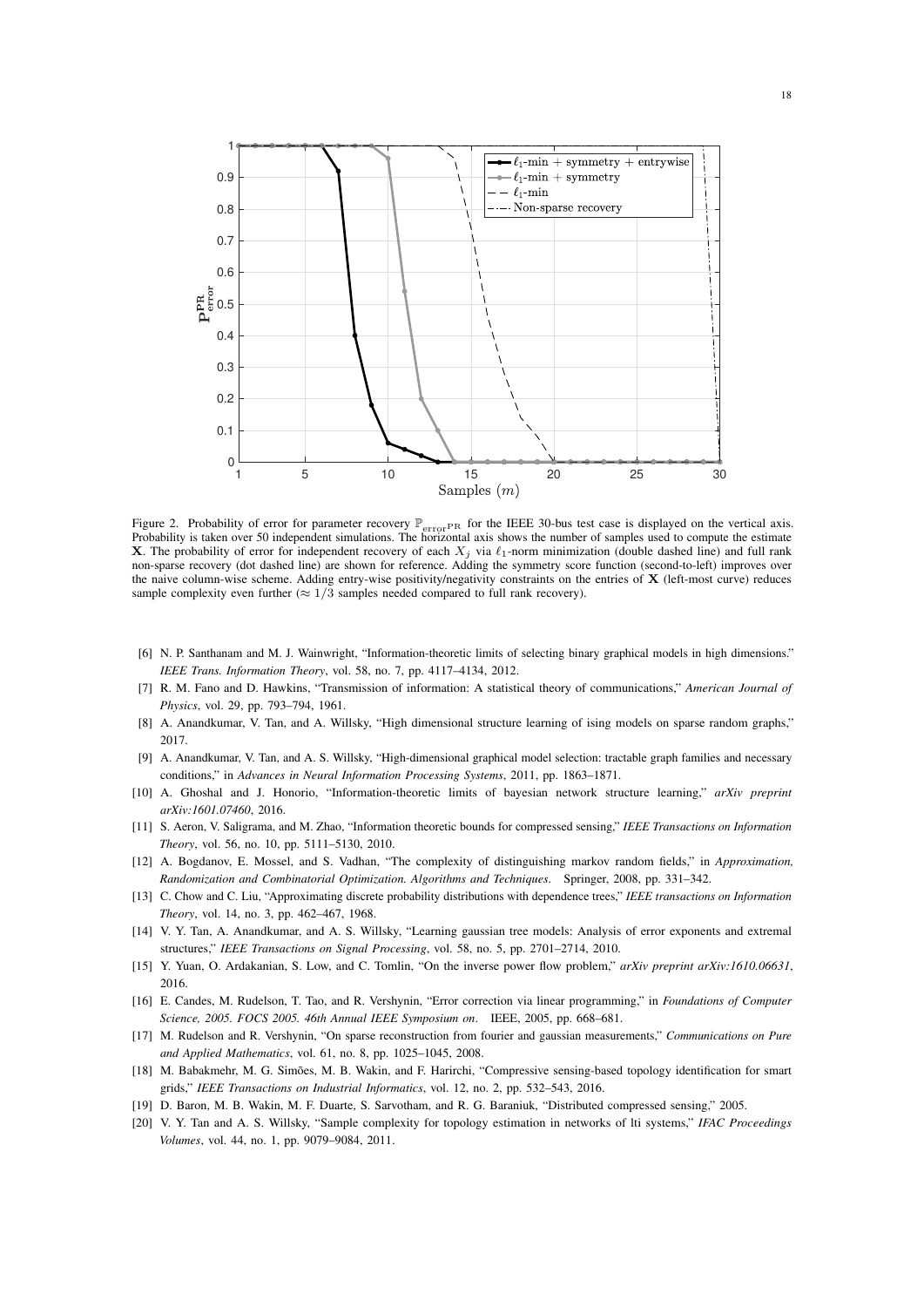Figure 2. Probability of error for parameter recovery $\mathbb{P}_{\text{error}^{\text{PR}}}$ for the IEEE 30-bus test case is displayed on the vertical axis. Probability is taken over 50 independent simulations. The horizontal axis shows the number of samples used to compute the estimate $\mathbf{X}$. The probability of error for independent recovery of each $X_j$ via $\ell_1$-norm minimization (double dashed line) and full rank non-sparse recovery (dot dashed line) are shown for reference. Adding the symmetry score function (second-to-left) improves over the naive column-wise scheme. Adding entry-wise positivity/negativity constraints on the entries of $\mathbf{X}$ (left-most curve) reduces sample complexity even further ($\approx 1/3$ samples needed compared to full rank recovery).

[6] N. P. Santhanam and M. J. Wainwright, "Information-theoretic limits of selecting binary graphical models in high dimensions." *IEEE Trans. Information Theory*, vol. 58, no. 7, pp. 4117–4134, 2012.

[7] R. M. Fano and D. Hawkins, "Transmission of information: A statistical theory of communications," *American Journal of Physics*, vol. 29, pp. 793–794, 1961.

[8] A. Anandkumar, V. Tan, and A. Willsky, "High dimensional structure learning of ising models on sparse random graphs," 2017.

[9] A. Anandkumar, V. Tan, and A. S. Willsky, "High-dimensional graphical model selection: tractable graph families and necessary conditions," in *Advances in Neural Information Processing Systems*, 2011, pp. 1863–1871.

[10] A. Ghoshal and J. Honorio, "Information-theoretic limits of bayesian network structure learning," *arXiv preprint arXiv:1601.07460*, 2016.

[11] S. Aeron, V. Saligrama, and M. Zhao, "Information theoretic bounds for compressed sensing," *IEEE Transactions on Information Theory*, vol. 56, no. 10, pp. 5111–5130, 2010.

[12] A. Bogdanov, E. Mossel, and S. Vadhan, "The complexity of distinguishing markov random fields," in *Approximation, Randomization and Combinatorial Optimization. Algorithms and Techniques*. Springer, 2008, pp. 331–342.

[13] C. Chow and C. Liu, "Approximating discrete probability distributions with dependence trees," *IEEE transactions on Information Theory*, vol. 14, no. 3, pp. 462–467, 1968.

[14] V. Y. Tan, A. Anandkumar, and A. S. Willsky, "Learning gaussian tree models: Analysis of error exponents and extremal structures," *IEEE Transactions on Signal Processing*, vol. 58, no. 5, pp. 2701–2714, 2010.

[15] Y. Yuan, O. Ardakanian, S. Low, and C. Tomlin, "On the inverse power flow problem," *arXiv preprint arXiv:1610.06631*, 2016.

[16] E. Candes, M. Rudelson, T. Tao, and R. Vershynin, "Error correction via linear programming," in *Foundations of Computer Science, 2005. FOCS 2005. 46th Annual IEEE Symposium on*. IEEE, 2005, pp. 668–681.

[17] M. Rudelson and R. Vershynin, "On sparse reconstruction from fourier and gaussian measurements," *Communications on Pure and Applied Mathematics*, vol. 61, no. 8, pp. 1025–1045, 2008.

[18] M. Babakmehr, M. G. Simões, M. B. Wakin, and F. Harirchi, "Compressive sensing-based topology identification for smart grids," *IEEE Transactions on Industrial Informatics*, vol. 12, no. 2, pp. 532–543, 2016.

[19] D. Baron, M. B. Wakin, M. F. Duarte, S. Sarvotham, and R. G. Baraniuk, "Distributed compressed sensing," 2005.

[20] V. Y. Tan and A. S. Willsky, "Sample complexity for topology estimation in networks of lti systems," *IFAC Proceedings Volumes*, vol. 44, no. 1, pp. 9079–9084, 2011.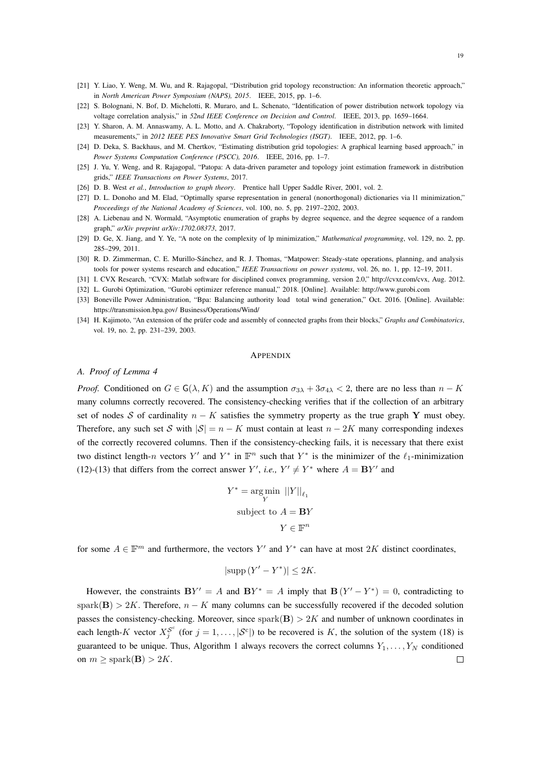[21] Y. Liao, Y. Weng, M. Wu, and R. Rajagopal, "Distribution grid topology reconstruction: An information theoretic approach," in *North American Power Symposium (NAPS), 2015*. IEEE, 2015, pp. 1–6.

[22] S. Bolognani, N. Bof, D. Michelotti, R. Muraro, and L. Schenato, "Identification of power distribution network topology via voltage correlation analysis," in *52nd IEEE Conference on Decision and Control*. IEEE, 2013, pp. 1659–1664.

[23] Y. Sharon, A. M. Annaswamy, A. L. Motto, and A. Chakraborty, "Topology identification in distribution network with limited measurements," in *2012 IEEE PES Innovative Smart Grid Technologies (ISGT)*. IEEE, 2012, pp. 1–6.

[24] D. Deka, S. Backhaus, and M. Chertkov, "Estimating distribution grid topologies: A graphical learning based approach," in *Power Systems Computation Conference (PSCC), 2016*. IEEE, 2016, pp. 1–7.

[25] J. Yu, Y. Weng, and R. Rajagopal, "Patopa: A data-driven parameter and topology joint estimation framework in distribution grids," *IEEE Transactions on Power Systems*, 2017.

[26] D. B. West *et al.*, *Introduction to graph theory*. Prentice hall Upper Saddle River, 2001, vol. 2.

[27] D. L. Donoho and M. Elad, "Optimally sparse representation in general (nonorthogonal) dictionaries via l1 minimization," *Proceedings of the National Academy of Sciences*, vol. 100, no. 5, pp. 2197–2202, 2003.

[28] A. Liebenau and N. Wormald, "Asymptotic enumeration of graphs by degree sequence, and the degree sequence of a random graph," *arXiv preprint arXiv:1702.08373*, 2017.

[29] D. Ge, X. Jiang, and Y. Ye, "A note on the complexity of lp minimization," *Mathematical programming*, vol. 129, no. 2, pp. 285–299, 2011.

[30] R. D. Zimmerman, C. E. Murillo-Sánchez, and R. J. Thomas, "Matpower: Steady-state operations, planning, and analysis tools for power systems research and education," *IEEE Transactions on power systems*, vol. 26, no. 1, pp. 12–19, 2011.

[31] I. CVX Research, "CVX: Matlab software for disciplined convex programming, version 2.0," http://cvxr.com/cvx, Aug. 2012.

[32] L. Gurobi Optimization, "Gurobi optimizer reference manual," 2018. [Online]. Available: http://www.gurobi.com

[33] Boneville Power Administration, "Bpa: Balancing authority load total wind generation," Oct. 2016. [Online]. Available: https://transmission.bpa.gov/ Business/Operations/Wind/

[34] H. Kajimoto, "An extension of the prüfer code and assembly of connected graphs from their blocks," *Graphs and Combinatorics*, vol. 19, no. 2, pp. 231–239, 2003.

## Appendix

### A. Proof of Lemma 4

*Proof.* Conditioned on $G \in \mathsf{G}(\lambda, K)$ and the assumption $\sigma_{3\lambda} + 3\sigma_{4\lambda} < 2$, there are no less than $n - K$ many columns correctly recovered. The consistency-checking verifies that if the collection of an arbitrary set of nodes $\mathcal{S}$ of cardinality $n - K$ satisfies the symmetry property as the true graph $\mathbf{Y}$ must obey. Therefore, any such set $\mathcal{S}$ with $|\mathcal{S}| = n - K$ must contain at least $n - 2K$ many corresponding indexes of the correctly recovered columns. Then if the consistency-checking fails, it is necessary that there exist two distinct length-$n$ vectors $Y'$ and $Y^*$ in $\mathbb{F}^n$ such that $Y^*$ is the minimizer of the $\ell_1$-minimization (12)-(13) that differs from the correct answer $Y'$, *i.e.,* $Y' \neq Y^*$ where $A = \mathbf{B}Y'$ and

$$
\begin{aligned}
Y^* = \underset{Y}{\arg\min} \ & ||Y||_{\ell_1} \\
\text{subject to } & A = \mathbf{B}Y \\
& Y \in \mathbb{F}^n
\end{aligned}
$$

for some $A \in \mathbb{F}^m$ and furthermore, the vectors $Y'$ and $Y^*$ can have at most $2K$ distinct coordinates,

$$
|\mathrm{supp}\,(Y' - Y^*)| \leq 2K.
$$

However, the constraints $\mathbf{B}Y' = A$ and $\mathbf{B}Y^* = A$ imply that $\mathbf{B}\,(Y' - Y^*) = 0$, contradicting to $\mathrm{spark}(\mathbf{B}) > 2K$. Therefore, $n - K$ many columns can be successfully recovered if the decoded solution passes the consistency-checking. Moreover, since $\mathrm{spark}(\mathbf{B}) > 2K$ and number of unknown coordinates in each length-$K$ vector $X_j^{\mathcal{S}^c}$ (for $j = 1, \ldots, |\mathcal{S}^c|$) to be recovered is $K$, the solution of the system (18) is guaranteed to be unique. Thus, Algorithm 1 always recovers the correct columns $Y_1, \ldots, Y_N$ conditioned on $m \geq \mathrm{spark}(\mathbf{B}) > 2K$. $\square$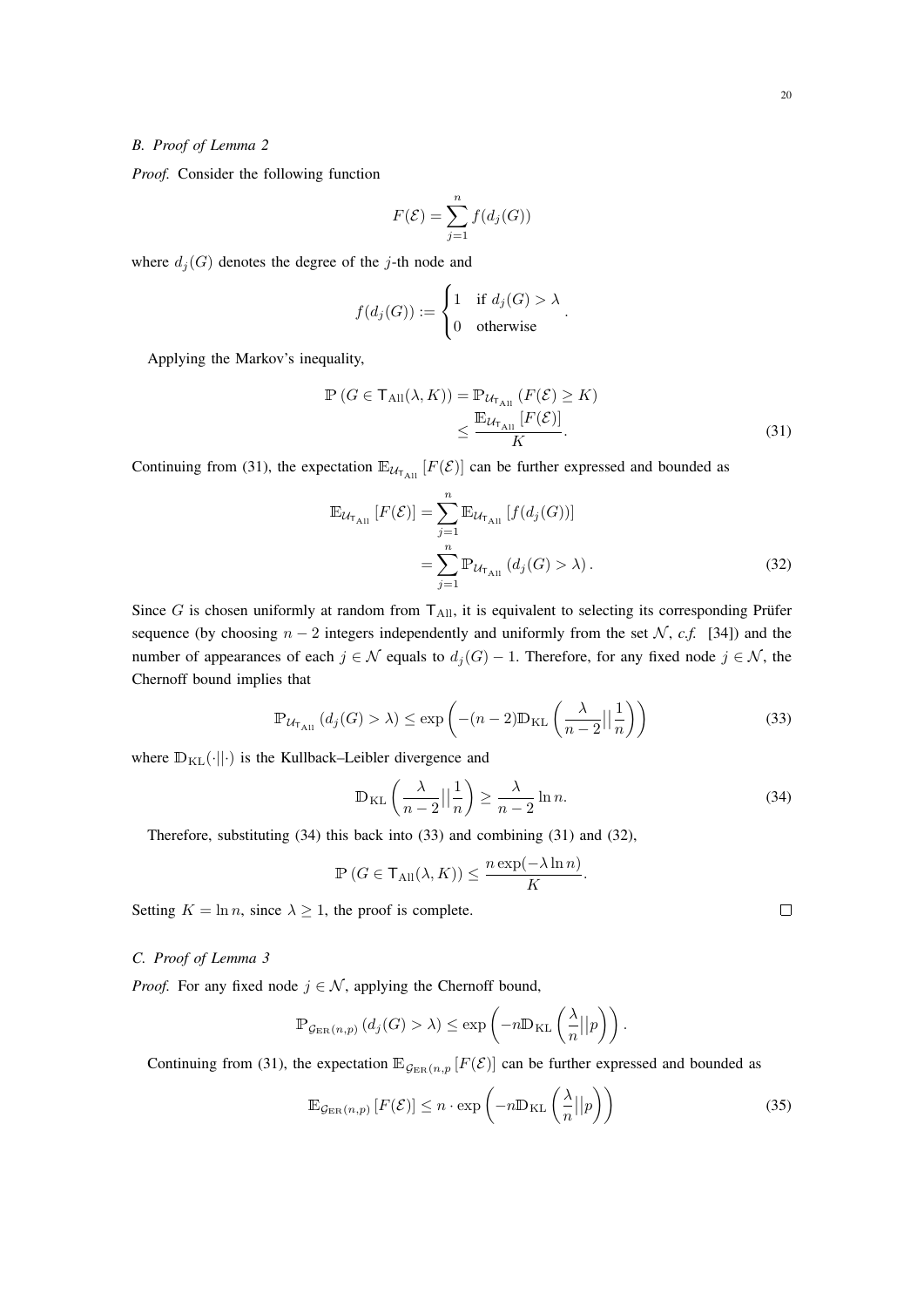### B. Proof of Lemma 2

*Proof.* Consider the following function

$$F(\mathcal{E}) = \sum_{j=1}^{n} f(d_j(G))$$

where $d_j(G)$ denotes the degree of the $j$-th node and

$$f(d_j(G)) := \begin{cases} 1 & \text{if } d_j(G) > \lambda \\ 0 & \text{otherwise} \end{cases}.$$

Applying the Markov's inequality,

$$\begin{aligned} \mathbb{P}\left(G \in \mathsf{T}_{\text{All}}(\lambda, K)\right) &= \mathbb{P}_{\mathcal{U}_{\mathsf{T}_{\text{All}}}}\left(F(\mathcal{E}) \geq K\right) \\ &\leq \frac{\mathbb{E}_{\mathcal{U}_{\mathsf{T}_{\text{All}}}}\left[F(\mathcal{E})\right]}{K}. \end{aligned} \tag{31}$$

Continuing from (31), the expectation $\mathbb{E}_{\mathcal{U}_{\mathsf{T}_{\text{All}}}}\left[F(\mathcal{E})\right]$ can be further expressed and bounded as

$$\begin{aligned} \mathbb{E}_{\mathcal{U}_{\mathsf{T}_{\text{All}}}}\left[F(\mathcal{E})\right] &= \sum_{j=1}^{n} \mathbb{E}_{\mathcal{U}_{\mathsf{T}_{\text{All}}}}\left[f(d_j(G))\right] \\ &= \sum_{j=1}^{n} \mathbb{P}_{\mathcal{U}_{\mathsf{T}_{\text{All}}}}\left(d_j(G) > \lambda\right). \end{aligned} \tag{32}$$

Since $G$ is chosen uniformly at random from $\mathsf{T}_{\text{All}}$, it is equivalent to selecting its corresponding Prüfer sequence (by choosing $n-2$ integers independently and uniformly from the set $\mathcal{N}$, *c.f.* [34]) and the number of appearances of each $j \in \mathcal{N}$ equals to $d_j(G) - 1$. Therefore, for any fixed node $j \in \mathcal{N}$, the Chernoff bound implies that

$$\mathbb{P}_{\mathcal{U}_{\mathsf{T}_{\text{All}}}}\left(d_j(G) > \lambda\right) \leq \exp\left(-(n-2)\mathbb{D}_{\text{KL}}\left(\frac{\lambda}{n-2}\Big|\Big|\frac{1}{n}\right)\right) \tag{33}$$

where $\mathbb{D}_{\text{KL}}(\cdot||\cdot)$ is the Kullback–Leibler divergence and

$$\mathbb{D}_{\text{KL}}\left(\frac{\lambda}{n-2}\Big|\Big|\frac{1}{n}\right) \geq \frac{\lambda}{n-2}\ln n. \tag{34}$$

Therefore, substituting (34) this back into (33) and combining (31) and (32),

$$\mathbb{P}\left(G \in \mathsf{T}_{\text{All}}(\lambda, K)\right) \leq \frac{n\exp(-\lambda \ln n)}{K}.$$

Setting $K = \ln n$, since $\lambda \geq 1$, the proof is complete. ∎

### C. Proof of Lemma 3

*Proof.* For any fixed node $j \in \mathcal{N}$, applying the Chernoff bound,

$$\mathbb{P}_{\mathcal{G}_{\text{ER}}(n,p)}\left(d_j(G) > \lambda\right) \leq \exp\left(-n\mathbb{D}_{\text{KL}}\left(\frac{\lambda}{n}\Big|\Big|p\right)\right).$$

Continuing from (31), the expectation $\mathbb{E}_{\mathcal{G}_{\text{ER}}(n,p}\left[F(\mathcal{E})\right]$ can be further expressed and bounded as

$$\mathbb{E}_{\mathcal{G}_{\text{ER}}(n,p)}\left[F(\mathcal{E})\right] \leq n \cdot \exp\left(-n\mathbb{D}_{\text{KL}}\left(\frac{\lambda}{n}\Big|\Big|p\right)\right) \tag{35}$$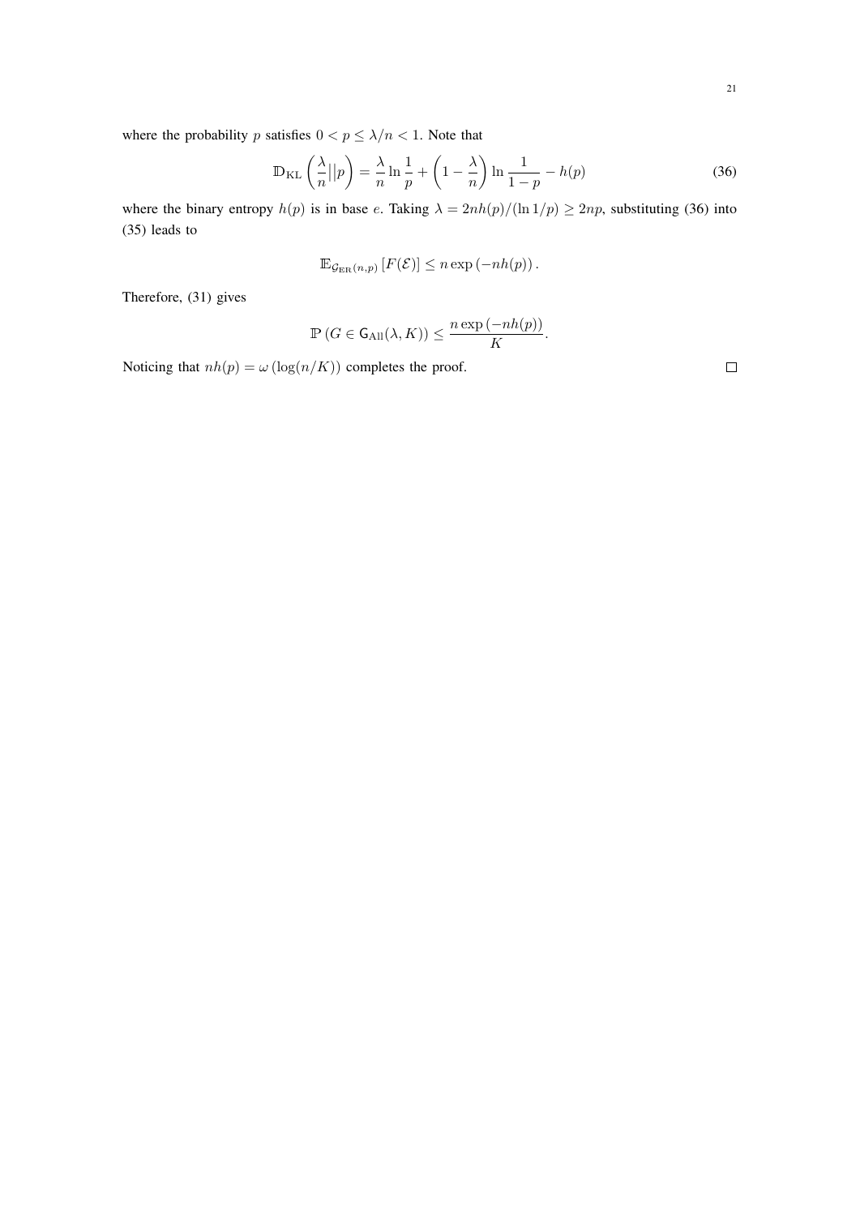where the probability $p$ satisfies $0 < p \leq \lambda/n < 1$. Note that

$$\mathbb{D}_{\mathrm{KL}}\left(\frac{\lambda}{n}\middle|\middle|p\right) = \frac{\lambda}{n}\ln\frac{1}{p} + \left(1 - \frac{\lambda}{n}\right)\ln\frac{1}{1-p} - h(p) \tag{36}$$

where the binary entropy $h(p)$ is in base $e$. Taking $\lambda = 2nh(p)/(\ln 1/p) \geq 2np$, substituting (36) into (35) leads to

$$\mathbb{E}_{\mathcal{G}_{\mathrm{ER}}(n,p)}\left[F(\mathcal{E})\right] \leq n\exp\left(-nh(p)\right).$$

Therefore, (31) gives

$$\mathbb{P}\left(G \in \mathsf{G}_{\mathrm{All}}(\lambda, K)\right) \leq \frac{n\exp\left(-nh(p)\right)}{K}.$$

Noticing that $nh(p) = \omega\left(\log(n/K)\right)$ completes the proof. □